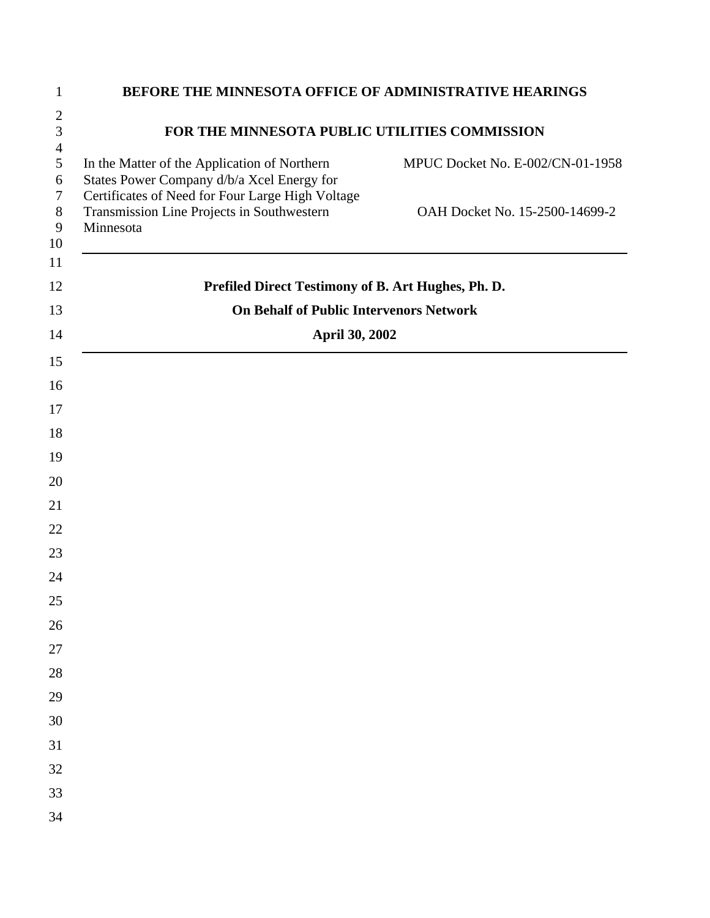**BEFORE THE MINNESOTA OFFICE OF ADMINISTRATIVE HEARINGS**

**FOR THE MINNESOTA PUBLIC UTILITIES COMMISSION**

| | |
|---|---|
| In the Matter of the Application of Northern States Power Company d/b/a Xcel Energy for Certificates of Need for Four Large High Voltage Transmission Line Projects in Southwestern Minnesota | MPUC Docket No. E-002/CN-01-1958<br><br>OAH Docket No. 15-2500-14699-2 |

---

**Prefiled Direct Testimony of B. Art Hughes, Ph. D.**

**On Behalf of Public Intervenors Network**

**April 30, 2002**

---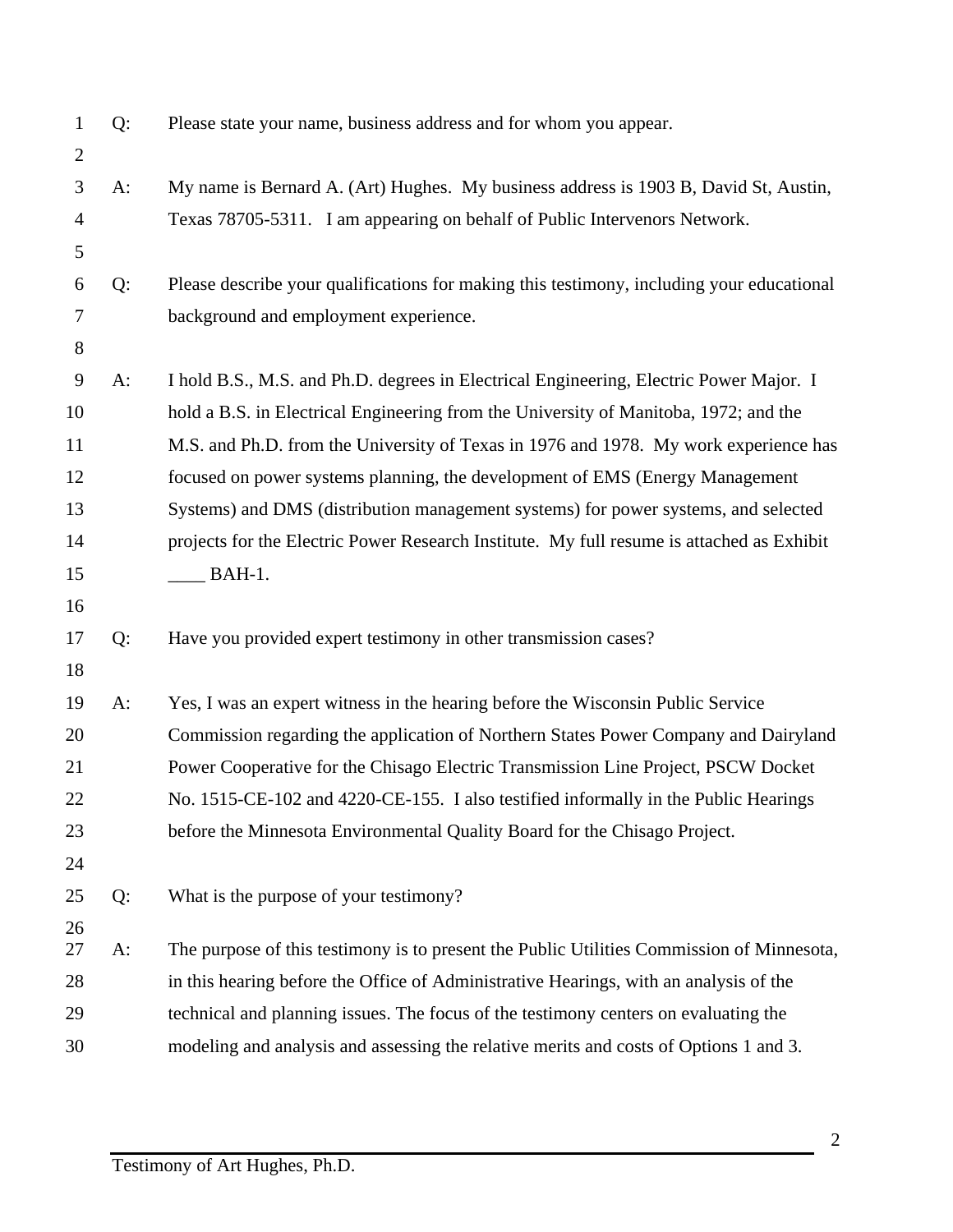Q: Please state your name, business address and for whom you appear.

A: My name is Bernard A. (Art) Hughes. My business address is 1903 B, David St, Austin, Texas 78705-5311. I am appearing on behalf of Public Intervenors Network.

Q: Please describe your qualifications for making this testimony, including your educational background and employment experience.

A: I hold B.S., M.S. and Ph.D. degrees in Electrical Engineering, Electric Power Major. I hold a B.S. in Electrical Engineering from the University of Manitoba, 1972; and the M.S. and Ph.D. from the University of Texas in 1976 and 1978. My work experience has focused on power systems planning, the development of EMS (Energy Management Systems) and DMS (distribution management systems) for power systems, and selected projects for the Electric Power Research Institute. My full resume is attached as Exhibit ____ BAH-1.

Q: Have you provided expert testimony in other transmission cases?

A: Yes, I was an expert witness in the hearing before the Wisconsin Public Service Commission regarding the application of Northern States Power Company and Dairyland Power Cooperative for the Chisago Electric Transmission Line Project, PSCW Docket No. 1515-CE-102 and 4220-CE-155. I also testified informally in the Public Hearings before the Minnesota Environmental Quality Board for the Chisago Project.

Q: What is the purpose of your testimony?

A: The purpose of this testimony is to present the Public Utilities Commission of Minnesota, in this hearing before the Office of Administrative Hearings, with an analysis of the technical and planning issues. The focus of the testimony centers on evaluating the modeling and analysis and assessing the relative merits and costs of Options 1 and 3.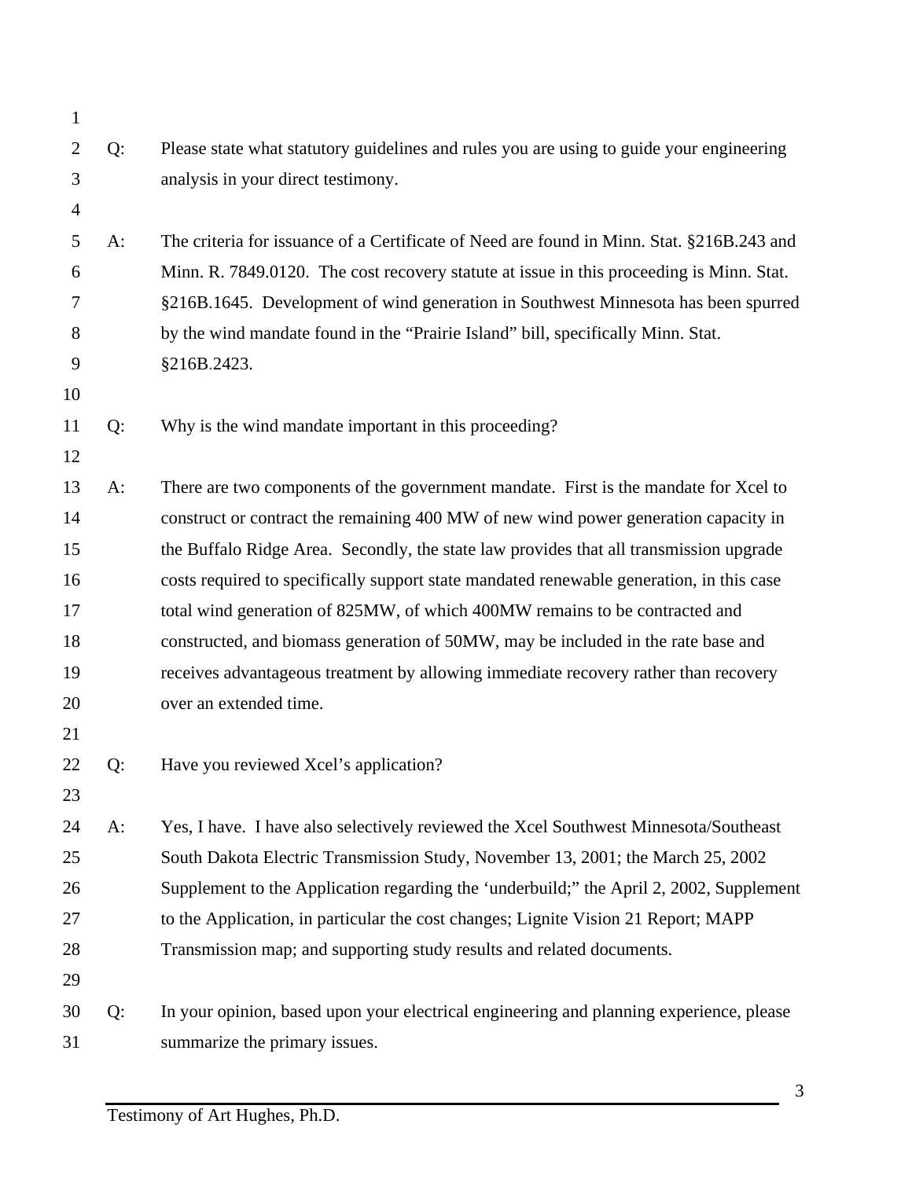Q: Please state what statutory guidelines and rules you are using to guide your engineering analysis in your direct testimony.

A: The criteria for issuance of a Certificate of Need are found in Minn. Stat. §216B.243 and Minn. R. 7849.0120. The cost recovery statute at issue in this proceeding is Minn. Stat. §216B.1645. Development of wind generation in Southwest Minnesota has been spurred by the wind mandate found in the "Prairie Island" bill, specifically Minn. Stat. §216B.2423.

Q: Why is the wind mandate important in this proceeding?

A: There are two components of the government mandate. First is the mandate for Xcel to construct or contract the remaining 400 MW of new wind power generation capacity in the Buffalo Ridge Area. Secondly, the state law provides that all transmission upgrade costs required to specifically support state mandated renewable generation, in this case total wind generation of 825MW, of which 400MW remains to be contracted and constructed, and biomass generation of 50MW, may be included in the rate base and receives advantageous treatment by allowing immediate recovery rather than recovery over an extended time.

Q: Have you reviewed Xcel's application?

A: Yes, I have. I have also selectively reviewed the Xcel Southwest Minnesota/Southeast South Dakota Electric Transmission Study, November 13, 2001; the March 25, 2002 Supplement to the Application regarding the 'underbuild;" the April 2, 2002, Supplement to the Application, in particular the cost changes; Lignite Vision 21 Report; MAPP Transmission map; and supporting study results and related documents.

Q: In your opinion, based upon your electrical engineering and planning experience, please summarize the primary issues.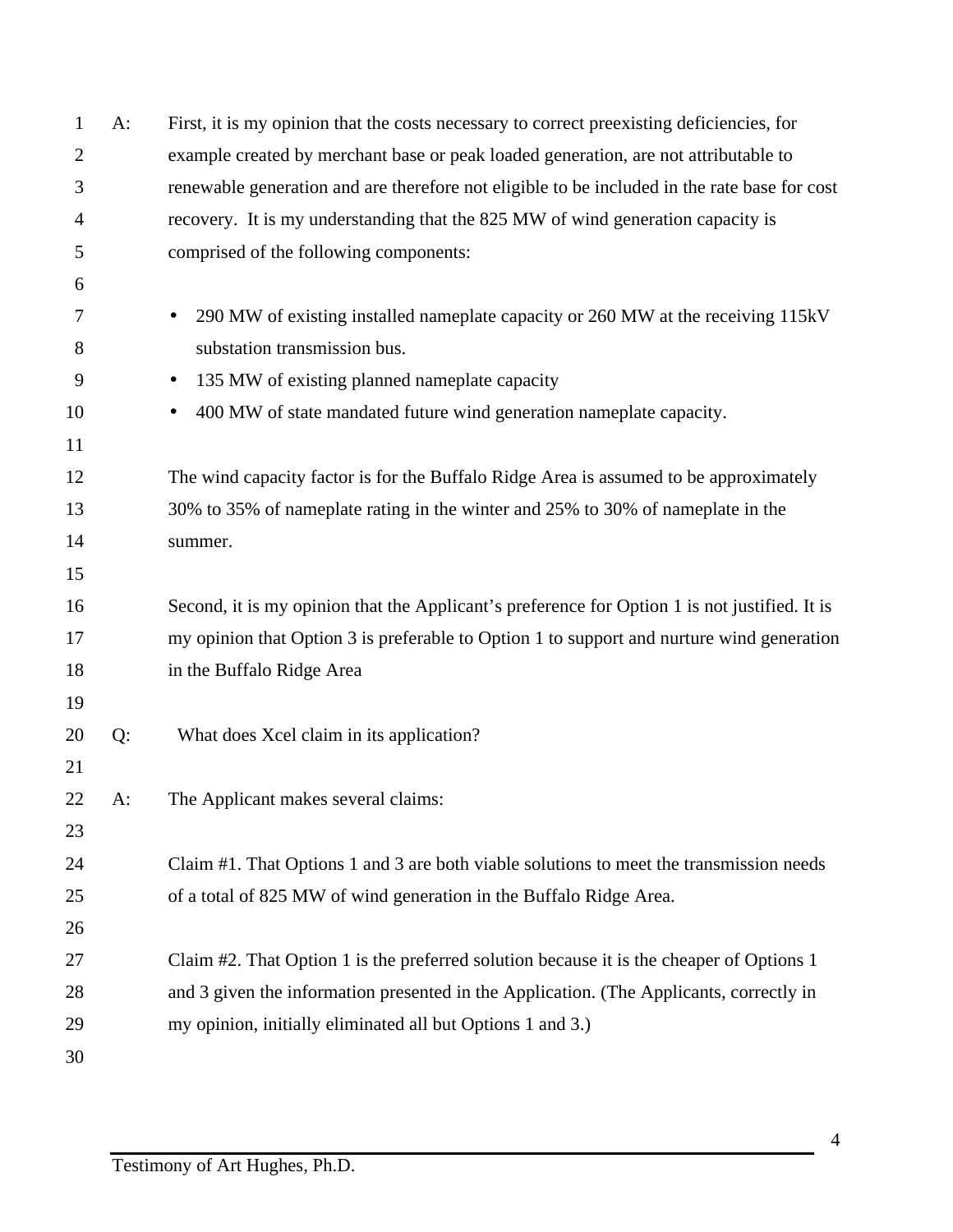A: First, it is my opinion that the costs necessary to correct preexisting deficiencies, for example created by merchant base or peak loaded generation, are not attributable to renewable generation and are therefore not eligible to be included in the rate base for cost recovery. It is my understanding that the 825 MW of wind generation capacity is comprised of the following components:

- 290 MW of existing installed nameplate capacity or 260 MW at the receiving 115kV substation transmission bus.
- 135 MW of existing planned nameplate capacity
- 400 MW of state mandated future wind generation nameplate capacity.

The wind capacity factor is for the Buffalo Ridge Area is assumed to be approximately 30% to 35% of nameplate rating in the winter and 25% to 30% of nameplate in the summer.

Second, it is my opinion that the Applicant's preference for Option 1 is not justified. It is my opinion that Option 3 is preferable to Option 1 to support and nurture wind generation in the Buffalo Ridge Area

Q: What does Xcel claim in its application?

A: The Applicant makes several claims:

Claim #1. That Options 1 and 3 are both viable solutions to meet the transmission needs of a total of 825 MW of wind generation in the Buffalo Ridge Area.

Claim #2. That Option 1 is the preferred solution because it is the cheaper of Options 1 and 3 given the information presented in the Application. (The Applicants, correctly in my opinion, initially eliminated all but Options 1 and 3.)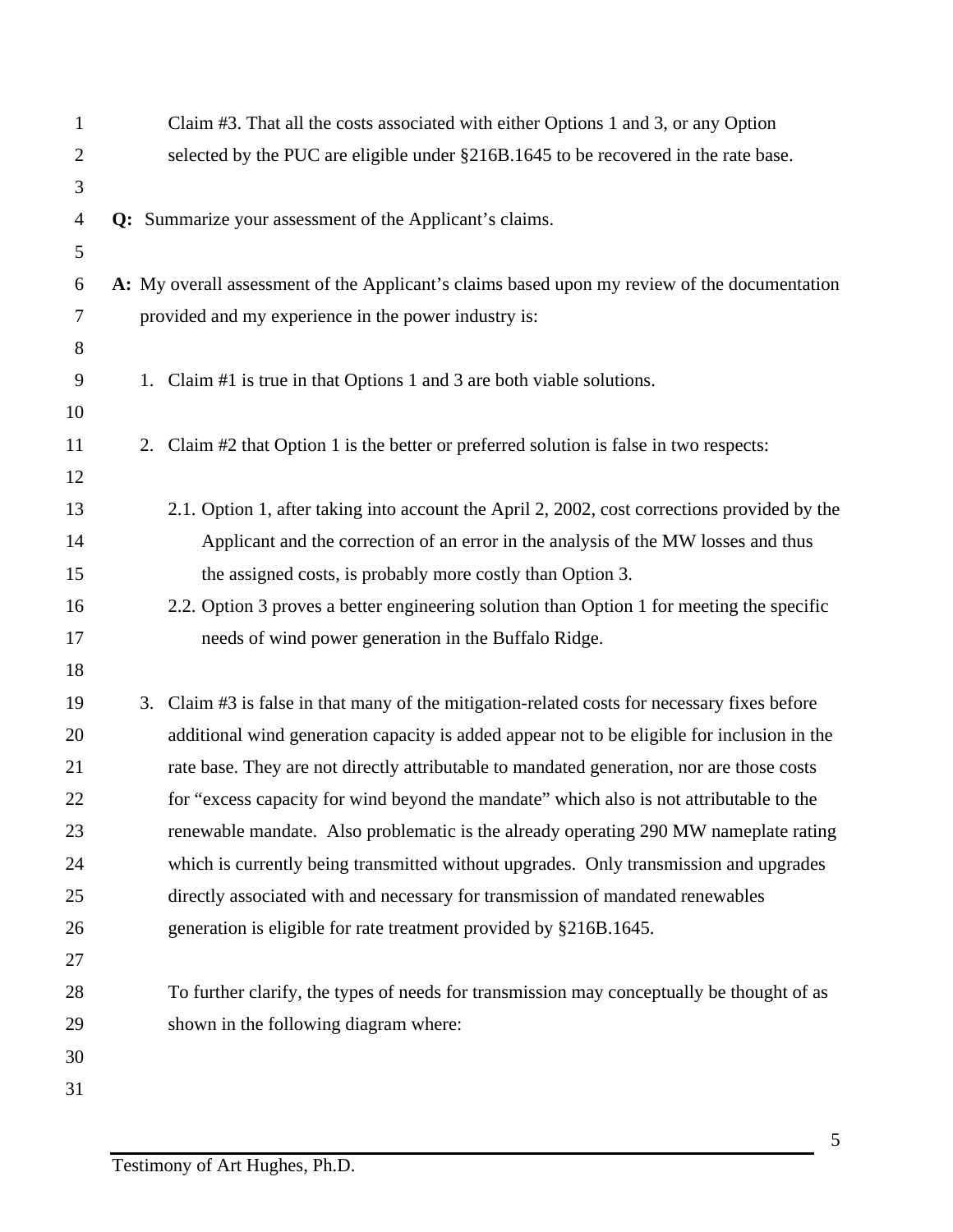Claim #3. That all the costs associated with either Options 1 and 3, or any Option selected by the PUC are eligible under §216B.1645 to be recovered in the rate base.

**Q:** Summarize your assessment of the Applicant's claims.

**A:** My overall assessment of the Applicant's claims based upon my review of the documentation provided and my experience in the power industry is:

1. Claim #1 is true in that Options 1 and 3 are both viable solutions.

2. Claim #2 that Option 1 is the better or preferred solution is false in two respects:

   2.1. Option 1, after taking into account the April 2, 2002, cost corrections provided by the Applicant and the correction of an error in the analysis of the MW losses and thus the assigned costs, is probably more costly than Option 3.

   2.2. Option 3 proves a better engineering solution than Option 1 for meeting the specific needs of wind power generation in the Buffalo Ridge.

3. Claim #3 is false in that many of the mitigation-related costs for necessary fixes before additional wind generation capacity is added appear not to be eligible for inclusion in the rate base. They are not directly attributable to mandated generation, nor are those costs for "excess capacity for wind beyond the mandate" which also is not attributable to the renewable mandate. Also problematic is the already operating 290 MW nameplate rating which is currently being transmitted without upgrades. Only transmission and upgrades directly associated with and necessary for transmission of mandated renewables generation is eligible for rate treatment provided by §216B.1645.

   To further clarify, the types of needs for transmission may conceptually be thought of as shown in the following diagram where: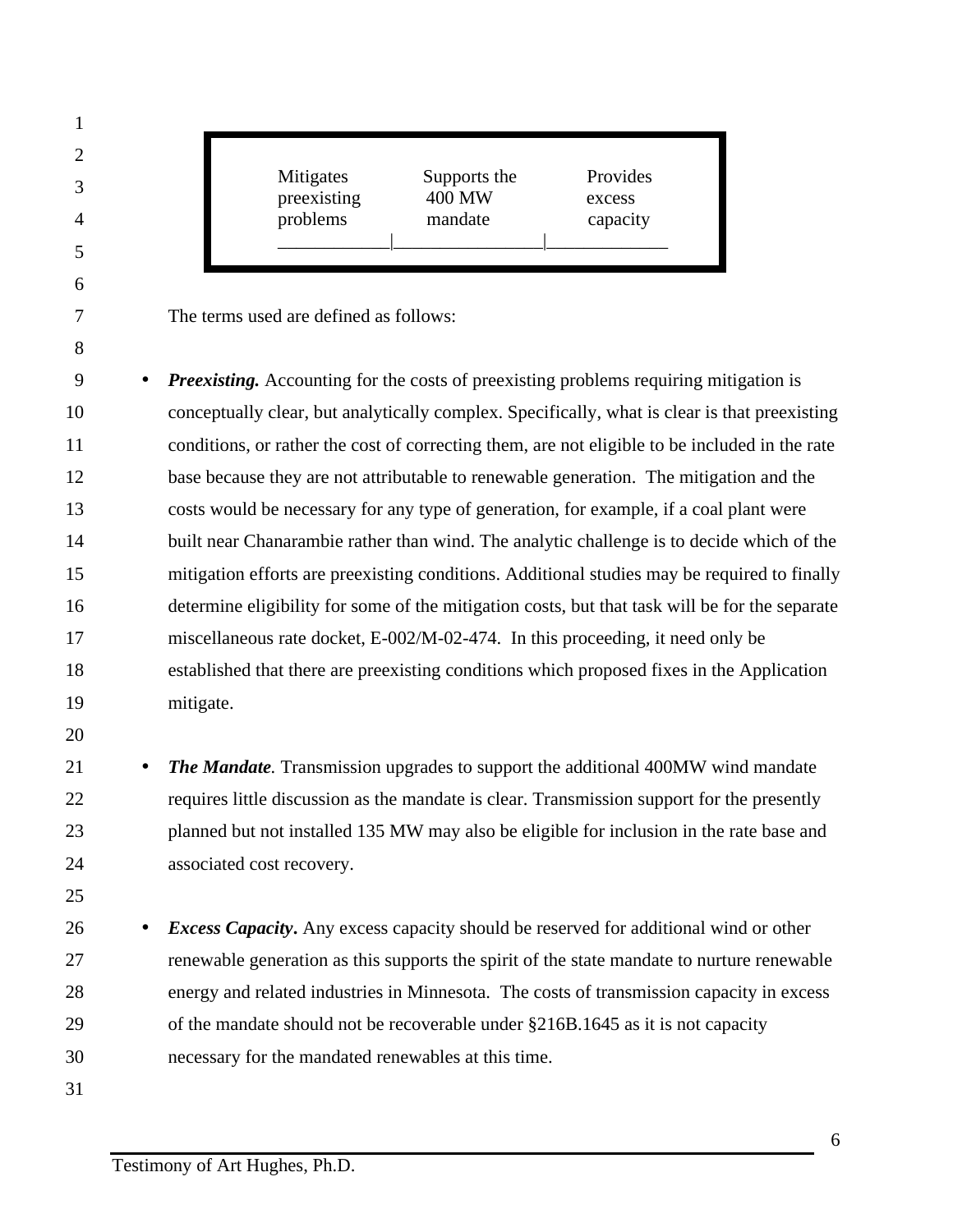| Mitigates preexisting problems | Supports the 400 MW mandate | Provides excess capacity |
|---|---|---|

The terms used are defined as follows:

- ***Preexisting.*** Accounting for the costs of preexisting problems requiring mitigation is conceptually clear, but analytically complex. Specifically, what is clear is that preexisting conditions, or rather the cost of correcting them, are not eligible to be included in the rate base because they are not attributable to renewable generation. The mitigation and the costs would be necessary for any type of generation, for example, if a coal plant were built near Chanarambie rather than wind. The analytic challenge is to decide which of the mitigation efforts are preexisting conditions. Additional studies may be required to finally determine eligibility for some of the mitigation costs, but that task will be for the separate miscellaneous rate docket, E-002/M-02-474. In this proceeding, it need only be established that there are preexisting conditions which proposed fixes in the Application mitigate.

- ***The Mandate.*** Transmission upgrades to support the additional 400MW wind mandate requires little discussion as the mandate is clear. Transmission support for the presently planned but not installed 135 MW may also be eligible for inclusion in the rate base and associated cost recovery.

- ***Excess Capacity.*** Any excess capacity should be reserved for additional wind or other renewable generation as this supports the spirit of the state mandate to nurture renewable energy and related industries in Minnesota. The costs of transmission capacity in excess of the mandate should not be recoverable under §216B.1645 as it is not capacity necessary for the mandated renewables at this time.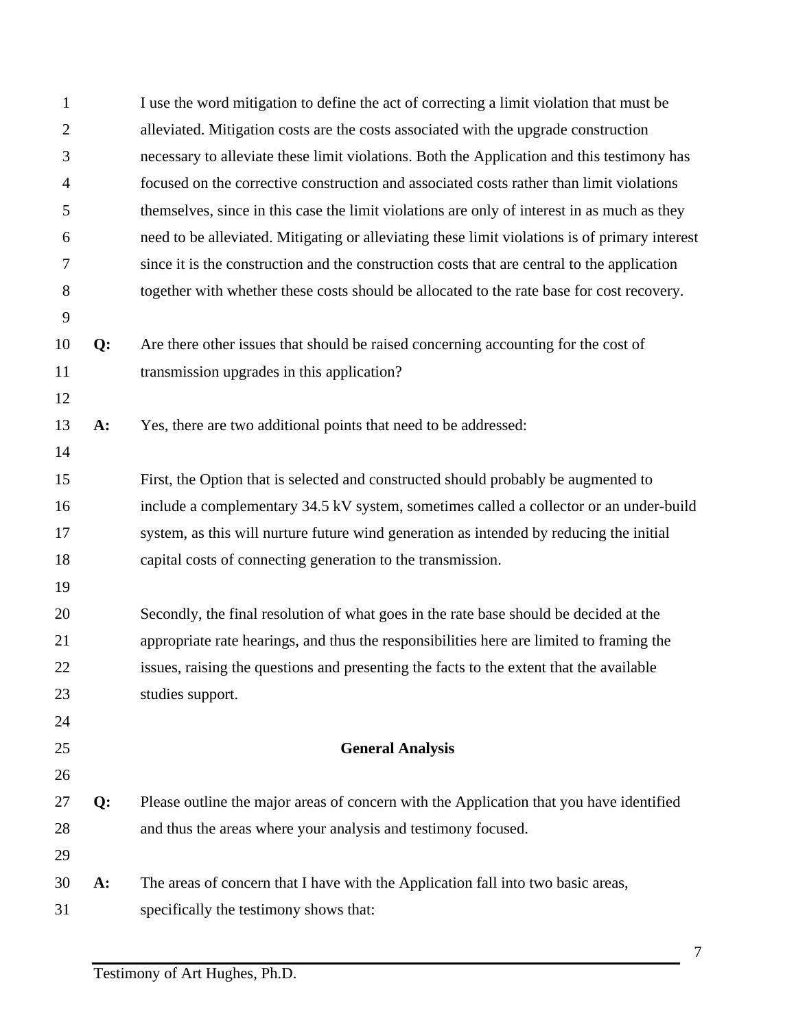I use the word mitigation to define the act of correcting a limit violation that must be alleviated. Mitigation costs are the costs associated with the upgrade construction necessary to alleviate these limit violations. Both the Application and this testimony has focused on the corrective construction and associated costs rather than limit violations themselves, since in this case the limit violations are only of interest in as much as they need to be alleviated. Mitigating or alleviating these limit violations is of primary interest since it is the construction and the construction costs that are central to the application together with whether these costs should be allocated to the rate base for cost recovery.

**Q:** Are there other issues that should be raised concerning accounting for the cost of transmission upgrades in this application?

**A:** Yes, there are two additional points that need to be addressed:

First, the Option that is selected and constructed should probably be augmented to include a complementary 34.5 kV system, sometimes called a collector or an under-build system, as this will nurture future wind generation as intended by reducing the initial capital costs of connecting generation to the transmission.

Secondly, the final resolution of what goes in the rate base should be decided at the appropriate rate hearings, and thus the responsibilities here are limited to framing the issues, raising the questions and presenting the facts to the extent that the available studies support.

## General Analysis

**Q:** Please outline the major areas of concern with the Application that you have identified and thus the areas where your analysis and testimony focused.

**A:** The areas of concern that I have with the Application fall into two basic areas, specifically the testimony shows that: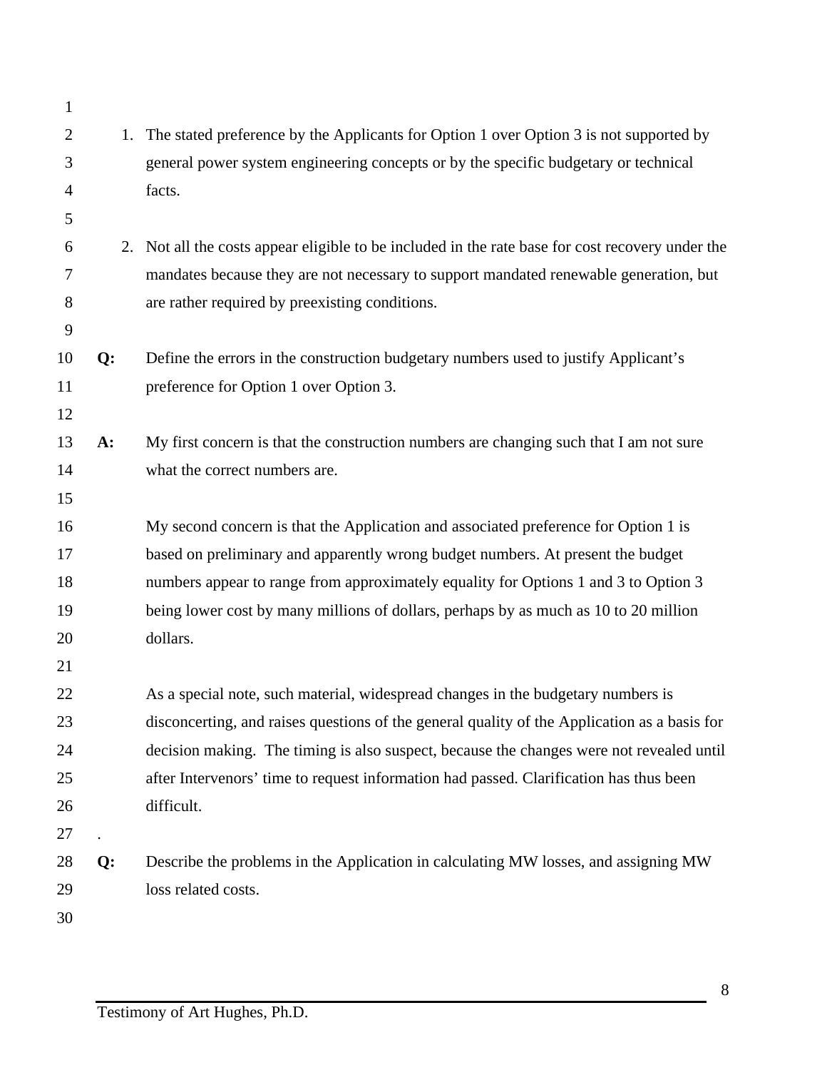1. The stated preference by the Applicants for Option 1 over Option 3 is not supported by general power system engineering concepts or by the specific budgetary or technical facts.

2. Not all the costs appear eligible to be included in the rate base for cost recovery under the mandates because they are not necessary to support mandated renewable generation, but are rather required by preexisting conditions.

**Q:** Define the errors in the construction budgetary numbers used to justify Applicant's preference for Option 1 over Option 3.

**A:** My first concern is that the construction numbers are changing such that I am not sure what the correct numbers are.

My second concern is that the Application and associated preference for Option 1 is based on preliminary and apparently wrong budget numbers. At present the budget numbers appear to range from approximately equality for Options 1 and 3 to Option 3 being lower cost by many millions of dollars, perhaps by as much as 10 to 20 million dollars.

As a special note, such material, widespread changes in the budgetary numbers is disconcerting, and raises questions of the general quality of the Application as a basis for decision making. The timing is also suspect, because the changes were not revealed until after Intervenors' time to request information had passed. Clarification has thus been difficult.

.

**Q:** Describe the problems in the Application in calculating MW losses, and assigning MW loss related costs.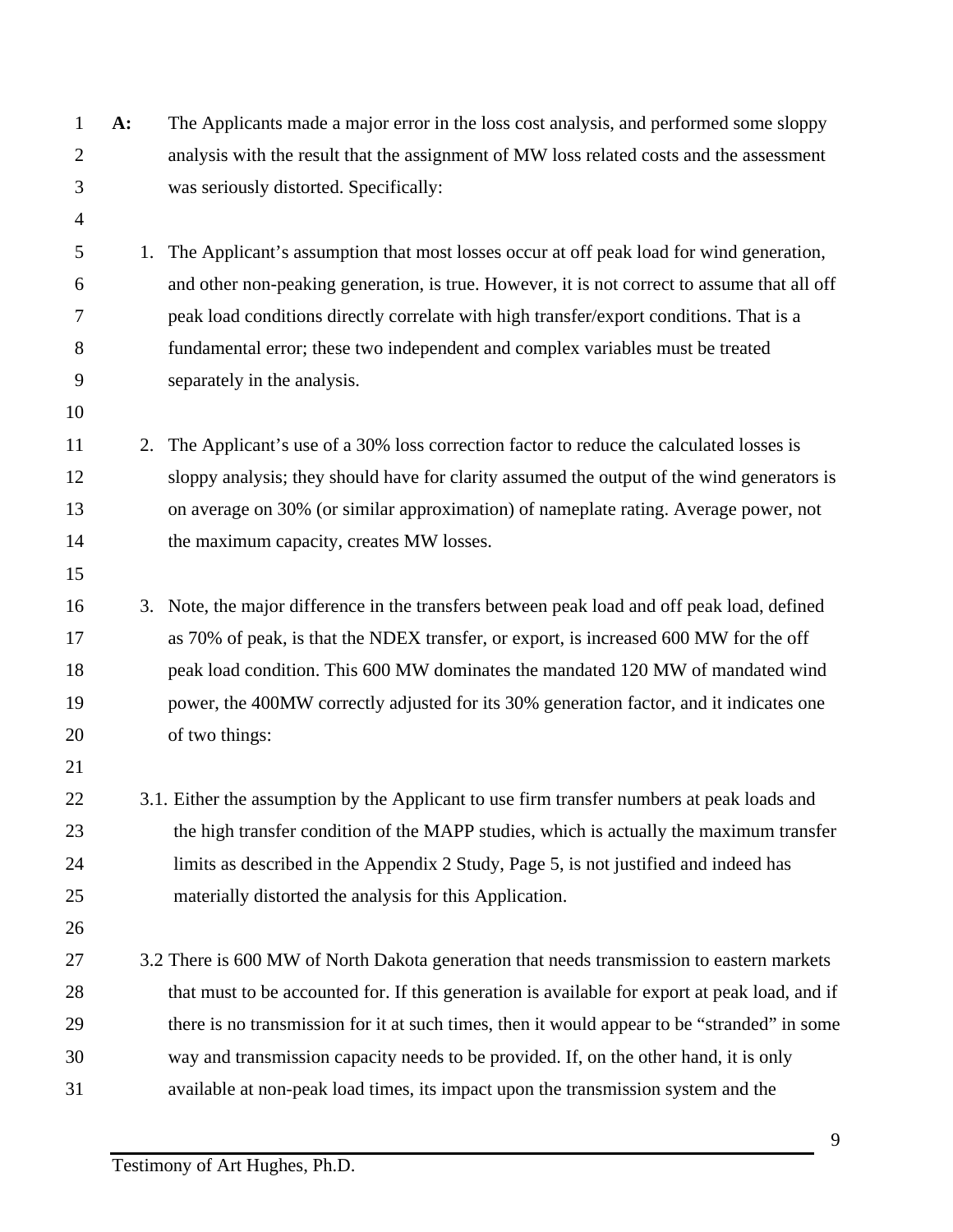**A:** The Applicants made a major error in the loss cost analysis, and performed some sloppy analysis with the result that the assignment of MW loss related costs and the assessment was seriously distorted. Specifically:

1. The Applicant's assumption that most losses occur at off peak load for wind generation, and other non-peaking generation, is true. However, it is not correct to assume that all off peak load conditions directly correlate with high transfer/export conditions. That is a fundamental error; these two independent and complex variables must be treated separately in the analysis.

2. The Applicant's use of a 30% loss correction factor to reduce the calculated losses is sloppy analysis; they should have for clarity assumed the output of the wind generators is on average on 30% (or similar approximation) of nameplate rating. Average power, not the maximum capacity, creates MW losses.

3. Note, the major difference in the transfers between peak load and off peak load, defined as 70% of peak, is that the NDEX transfer, or export, is increased 600 MW for the off peak load condition. This 600 MW dominates the mandated 120 MW of mandated wind power, the 400MW correctly adjusted for its 30% generation factor, and it indicates one of two things:

3.1. Either the assumption by the Applicant to use firm transfer numbers at peak loads and the high transfer condition of the MAPP studies, which is actually the maximum transfer limits as described in the Appendix 2 Study, Page 5, is not justified and indeed has materially distorted the analysis for this Application.

3.2 There is 600 MW of North Dakota generation that needs transmission to eastern markets that must to be accounted for. If this generation is available for export at peak load, and if there is no transmission for it at such times, then it would appear to be "stranded" in some way and transmission capacity needs to be provided. If, on the other hand, it is only available at non-peak load times, its impact upon the transmission system and the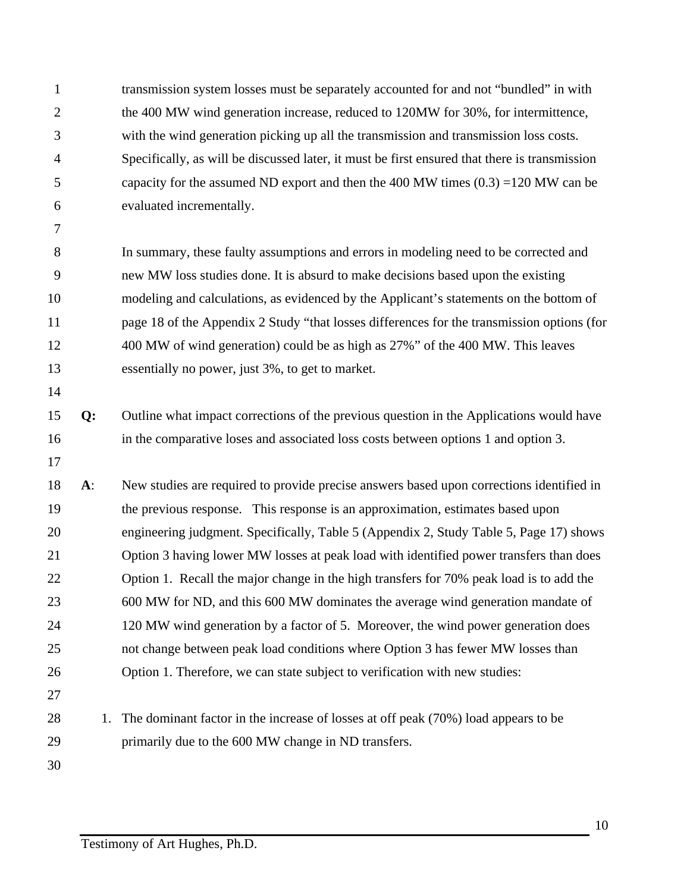transmission system losses must be separately accounted for and not "bundled" in with the 400 MW wind generation increase, reduced to 120MW for 30%, for intermittence, with the wind generation picking up all the transmission and transmission loss costs. Specifically, as will be discussed later, it must be first ensured that there is transmission capacity for the assumed ND export and then the 400 MW times (0.3) =120 MW can be evaluated incrementally.

In summary, these faulty assumptions and errors in modeling need to be corrected and new MW loss studies done. It is absurd to make decisions based upon the existing modeling and calculations, as evidenced by the Applicant's statements on the bottom of page 18 of the Appendix 2 Study "that losses differences for the transmission options (for 400 MW of wind generation) could be as high as 27%" of the 400 MW. This leaves essentially no power, just 3%, to get to market.

**Q:** Outline what impact corrections of the previous question in the Applications would have in the comparative loses and associated loss costs between options 1 and option 3.

**A**: New studies are required to provide precise answers based upon corrections identified in the previous response. This response is an approximation, estimates based upon engineering judgment. Specifically, Table 5 (Appendix 2, Study Table 5, Page 17) shows Option 3 having lower MW losses at peak load with identified power transfers than does Option 1. Recall the major change in the high transfers for 70% peak load is to add the 600 MW for ND, and this 600 MW dominates the average wind generation mandate of 120 MW wind generation by a factor of 5. Moreover, the wind power generation does not change between peak load conditions where Option 3 has fewer MW losses than Option 1. Therefore, we can state subject to verification with new studies:

1. The dominant factor in the increase of losses at off peak (70%) load appears to be primarily due to the 600 MW change in ND transfers.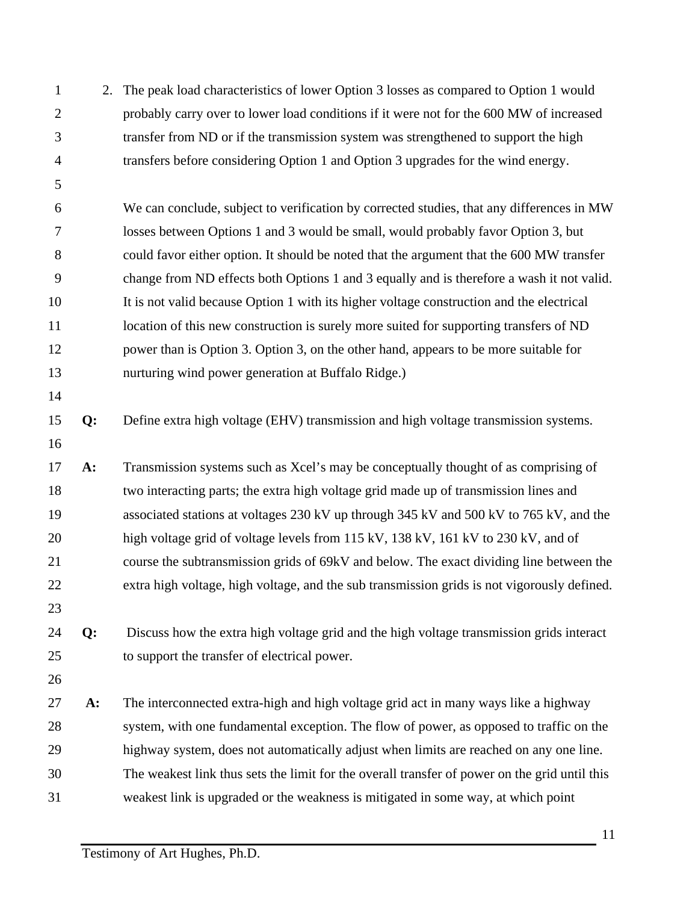2. The peak load characteristics of lower Option 3 losses as compared to Option 1 would probably carry over to lower load conditions if it were not for the 600 MW of increased transfer from ND or if the transmission system was strengthened to support the high transfers before considering Option 1 and Option 3 upgrades for the wind energy.

   We can conclude, subject to verification by corrected studies, that any differences in MW losses between Options 1 and 3 would be small, would probably favor Option 3, but could favor either option. It should be noted that the argument that the 600 MW transfer change from ND effects both Options 1 and 3 equally and is therefore a wash it not valid. It is not valid because Option 1 with its higher voltage construction and the electrical location of this new construction is surely more suited for supporting transfers of ND power than is Option 3. Option 3, on the other hand, appears to be more suitable for nurturing wind power generation at Buffalo Ridge.)

**Q:** Define extra high voltage (EHV) transmission and high voltage transmission systems.

**A:** Transmission systems such as Xcel's may be conceptually thought of as comprising of two interacting parts; the extra high voltage grid made up of transmission lines and associated stations at voltages 230 kV up through 345 kV and 500 kV to 765 kV, and the high voltage grid of voltage levels from 115 kV, 138 kV, 161 kV to 230 kV, and of course the subtransmission grids of 69kV and below. The exact dividing line between the extra high voltage, high voltage, and the sub transmission grids is not vigorously defined.

**Q:** Discuss how the extra high voltage grid and the high voltage transmission grids interact to support the transfer of electrical power.

**A:** The interconnected extra-high and high voltage grid act in many ways like a highway system, with one fundamental exception. The flow of power, as opposed to traffic on the highway system, does not automatically adjust when limits are reached on any one line. The weakest link thus sets the limit for the overall transfer of power on the grid until this weakest link is upgraded or the weakness is mitigated in some way, at which point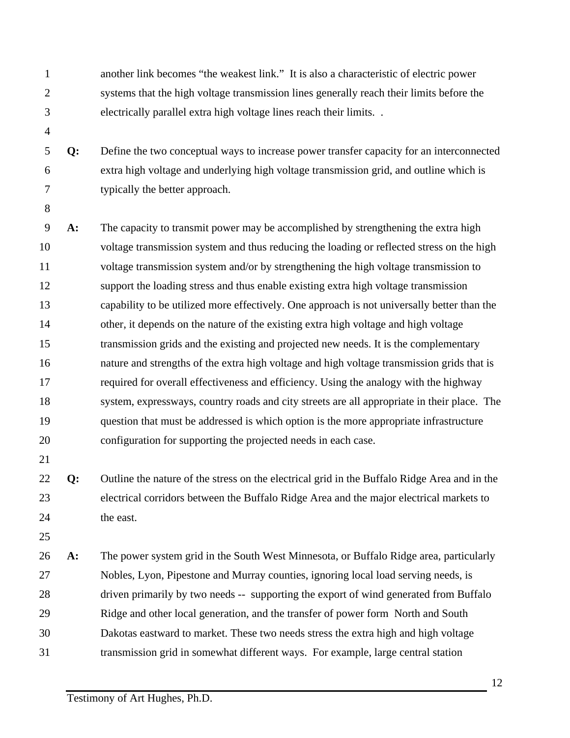another link becomes "the weakest link." It is also a characteristic of electric power systems that the high voltage transmission lines generally reach their limits before the electrically parallel extra high voltage lines reach their limits. .

**Q:** Define the two conceptual ways to increase power transfer capacity for an interconnected extra high voltage and underlying high voltage transmission grid, and outline which is typically the better approach.

**A:** The capacity to transmit power may be accomplished by strengthening the extra high voltage transmission system and thus reducing the loading or reflected stress on the high voltage transmission system and/or by strengthening the high voltage transmission to support the loading stress and thus enable existing extra high voltage transmission capability to be utilized more effectively. One approach is not universally better than the other, it depends on the nature of the existing extra high voltage and high voltage transmission grids and the existing and projected new needs. It is the complementary nature and strengths of the extra high voltage and high voltage transmission grids that is required for overall effectiveness and efficiency. Using the analogy with the highway system, expressways, country roads and city streets are all appropriate in their place. The question that must be addressed is which option is the more appropriate infrastructure configuration for supporting the projected needs in each case.

**Q:** Outline the nature of the stress on the electrical grid in the Buffalo Ridge Area and in the electrical corridors between the Buffalo Ridge Area and the major electrical markets to the east.

**A:** The power system grid in the South West Minnesota, or Buffalo Ridge area, particularly Nobles, Lyon, Pipestone and Murray counties, ignoring local load serving needs, is driven primarily by two needs -- supporting the export of wind generated from Buffalo Ridge and other local generation, and the transfer of power form North and South Dakotas eastward to market. These two needs stress the extra high and high voltage transmission grid in somewhat different ways. For example, large central station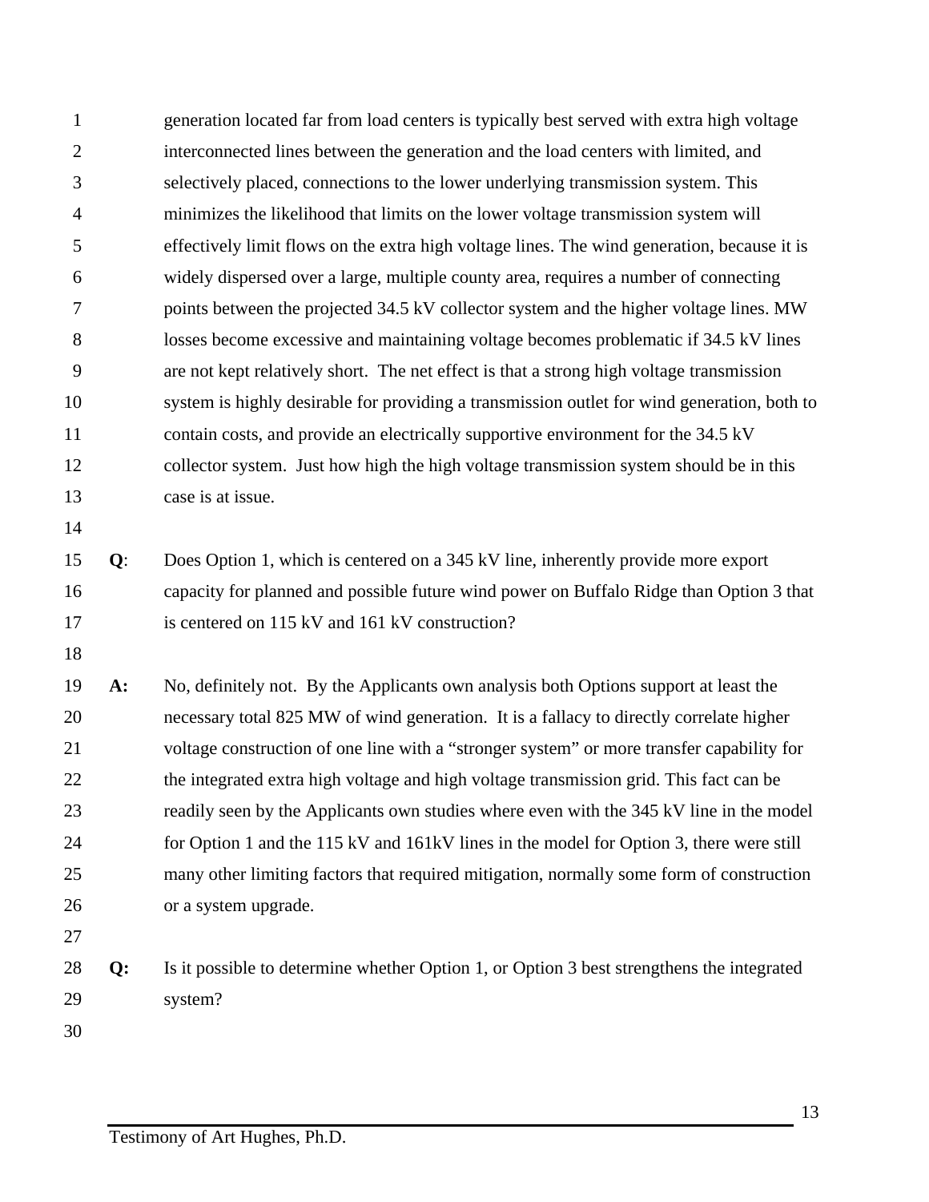generation located far from load centers is typically best served with extra high voltage interconnected lines between the generation and the load centers with limited, and selectively placed, connections to the lower underlying transmission system. This minimizes the likelihood that limits on the lower voltage transmission system will effectively limit flows on the extra high voltage lines. The wind generation, because it is widely dispersed over a large, multiple county area, requires a number of connecting points between the projected 34.5 kV collector system and the higher voltage lines. MW losses become excessive and maintaining voltage becomes problematic if 34.5 kV lines are not kept relatively short. The net effect is that a strong high voltage transmission system is highly desirable for providing a transmission outlet for wind generation, both to contain costs, and provide an electrically supportive environment for the 34.5 kV collector system. Just how high the high voltage transmission system should be in this case is at issue.

**Q**: Does Option 1, which is centered on a 345 kV line, inherently provide more export capacity for planned and possible future wind power on Buffalo Ridge than Option 3 that is centered on 115 kV and 161 kV construction?

**A:** No, definitely not. By the Applicants own analysis both Options support at least the necessary total 825 MW of wind generation. It is a fallacy to directly correlate higher voltage construction of one line with a "stronger system" or more transfer capability for the integrated extra high voltage and high voltage transmission grid. This fact can be readily seen by the Applicants own studies where even with the 345 kV line in the model for Option 1 and the 115 kV and 161kV lines in the model for Option 3, there were still many other limiting factors that required mitigation, normally some form of construction or a system upgrade.

**Q:** Is it possible to determine whether Option 1, or Option 3 best strengthens the integrated system?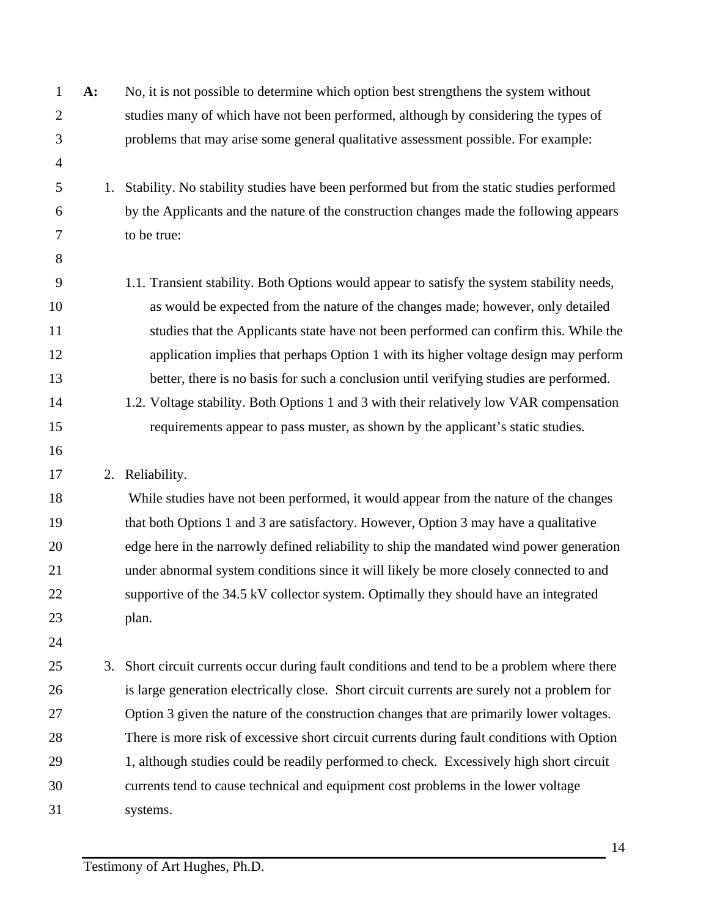**A:** No, it is not possible to determine which option best strengthens the system without studies many of which have not been performed, although by considering the types of problems that may arise some general qualitative assessment possible. For example:

1. Stability. No stability studies have been performed but from the static studies performed by the Applicants and the nature of the construction changes made the following appears to be true:

   1.1. Transient stability. Both Options would appear to satisfy the system stability needs, as would be expected from the nature of the changes made; however, only detailed studies that the Applicants state have not been performed can confirm this. While the application implies that perhaps Option 1 with its higher voltage design may perform better, there is no basis for such a conclusion until verifying studies are performed.

   1.2. Voltage stability. Both Options 1 and 3 with their relatively low VAR compensation requirements appear to pass muster, as shown by the applicant's static studies.

2. Reliability.

   While studies have not been performed, it would appear from the nature of the changes that both Options 1 and 3 are satisfactory. However, Option 3 may have a qualitative edge here in the narrowly defined reliability to ship the mandated wind power generation under abnormal system conditions since it will likely be more closely connected to and supportive of the 34.5 kV collector system. Optimally they should have an integrated plan.

3. Short circuit currents occur during fault conditions and tend to be a problem where there is large generation electrically close. Short circuit currents are surely not a problem for Option 3 given the nature of the construction changes that are primarily lower voltages. There is more risk of excessive short circuit currents during fault conditions with Option 1, although studies could be readily performed to check. Excessively high short circuit currents tend to cause technical and equipment cost problems in the lower voltage systems.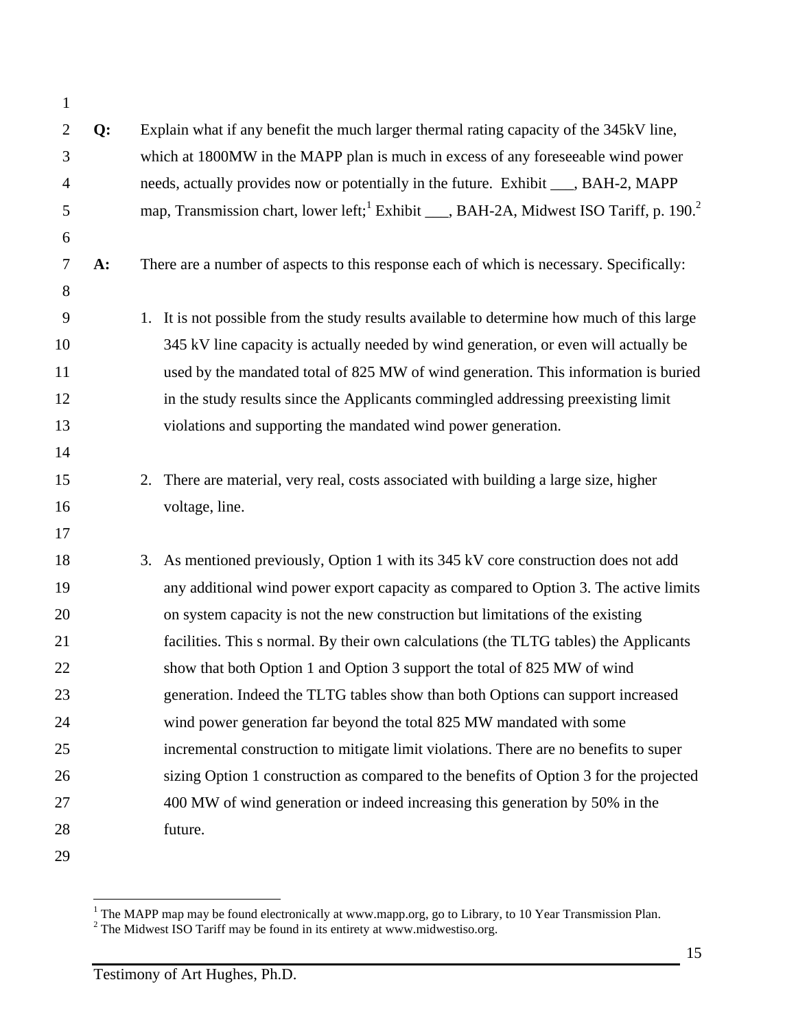**Q:** Explain what if any benefit the much larger thermal rating capacity of the 345kV line, which at 1800MW in the MAPP plan is much in excess of any foreseeable wind power needs, actually provides now or potentially in the future. Exhibit ___, BAH-2, MAPP map, Transmission chart, lower left;[1] Exhibit ___, BAH-2A, Midwest ISO Tariff, p. 190.[2]

**A:** There are a number of aspects to this response each of which is necessary. Specifically:

1. It is not possible from the study results available to determine how much of this large 345 kV line capacity is actually needed by wind generation, or even will actually be used by the mandated total of 825 MW of wind generation. This information is buried in the study results since the Applicants commingled addressing preexisting limit violations and supporting the mandated wind power generation.

2. There are material, very real, costs associated with building a large size, higher voltage, line.

3. As mentioned previously, Option 1 with its 345 kV core construction does not add any additional wind power export capacity as compared to Option 3. The active limits on system capacity is not the new construction but limitations of the existing facilities. This s normal. By their own calculations (the TLTG tables) the Applicants show that both Option 1 and Option 3 support the total of 825 MW of wind generation. Indeed the TLTG tables show than both Options can support increased wind power generation far beyond the total 825 MW mandated with some incremental construction to mitigate limit violations. There are no benefits to super sizing Option 1 construction as compared to the benefits of Option 3 for the projected 400 MW of wind generation or indeed increasing this generation by 50% in the future.

[1] The MAPP map may be found electronically at www.mapp.org, go to Library, to 10 Year Transmission Plan.
[2] The Midwest ISO Tariff may be found in its entirety at www.midwestiso.org.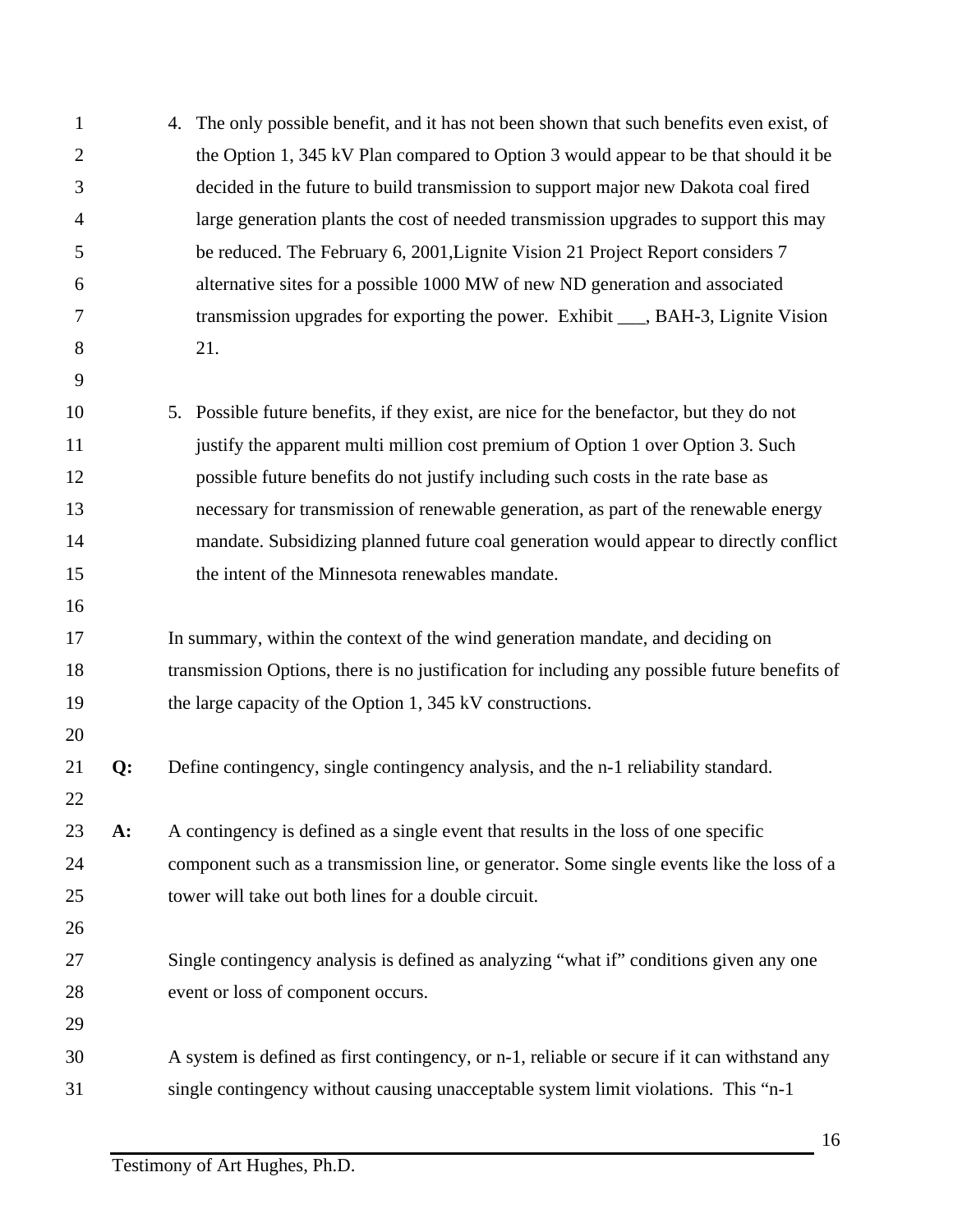4. The only possible benefit, and it has not been shown that such benefits even exist, of the Option 1, 345 kV Plan compared to Option 3 would appear to be that should it be decided in the future to build transmission to support major new Dakota coal fired large generation plants the cost of needed transmission upgrades to support this may be reduced. The February 6, 2001,Lignite Vision 21 Project Report considers 7 alternative sites for a possible 1000 MW of new ND generation and associated transmission upgrades for exporting the power. Exhibit ___, BAH-3, Lignite Vision 21.

5. Possible future benefits, if they exist, are nice for the benefactor, but they do not justify the apparent multi million cost premium of Option 1 over Option 3. Such possible future benefits do not justify including such costs in the rate base as necessary for transmission of renewable generation, as part of the renewable energy mandate. Subsidizing planned future coal generation would appear to directly conflict the intent of the Minnesota renewables mandate.

In summary, within the context of the wind generation mandate, and deciding on transmission Options, there is no justification for including any possible future benefits of the large capacity of the Option 1, 345 kV constructions.

**Q:** Define contingency, single contingency analysis, and the n-1 reliability standard.

**A:** A contingency is defined as a single event that results in the loss of one specific component such as a transmission line, or generator. Some single events like the loss of a tower will take out both lines for a double circuit.

Single contingency analysis is defined as analyzing "what if" conditions given any one event or loss of component occurs.

A system is defined as first contingency, or n-1, reliable or secure if it can withstand any single contingency without causing unacceptable system limit violations. This "n-1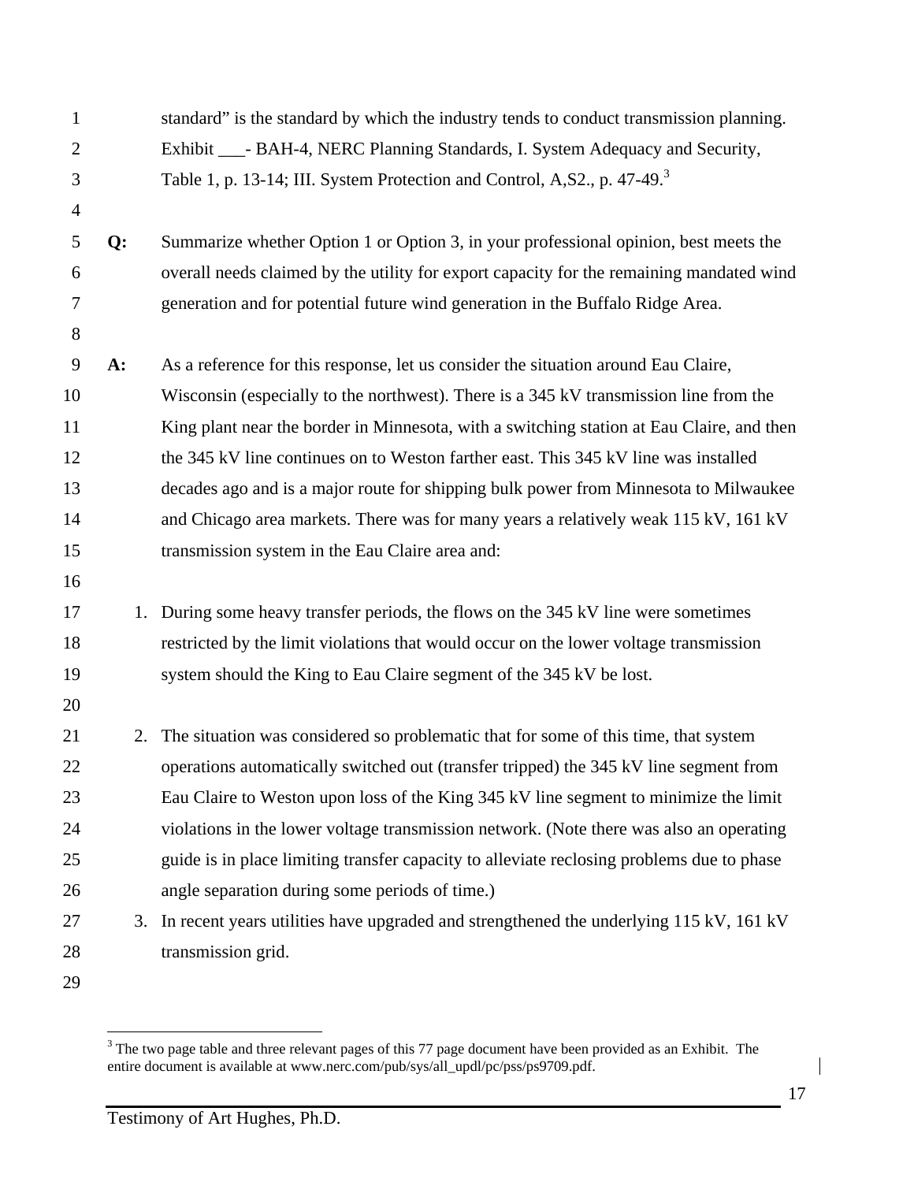standard" is the standard by which the industry tends to conduct transmission planning. Exhibit ___- BAH-4, NERC Planning Standards, I. System Adequacy and Security, Table 1, p. 13-14; III. System Protection and Control, A,S2., p. 47-49.[3]

**Q:** Summarize whether Option 1 or Option 3, in your professional opinion, best meets the overall needs claimed by the utility for export capacity for the remaining mandated wind generation and for potential future wind generation in the Buffalo Ridge Area.

**A:** As a reference for this response, let us consider the situation around Eau Claire, Wisconsin (especially to the northwest). There is a 345 kV transmission line from the King plant near the border in Minnesota, with a switching station at Eau Claire, and then the 345 kV line continues on to Weston farther east. This 345 kV line was installed decades ago and is a major route for shipping bulk power from Minnesota to Milwaukee and Chicago area markets. There was for many years a relatively weak 115 kV, 161 kV transmission system in the Eau Claire area and:

1. During some heavy transfer periods, the flows on the 345 kV line were sometimes restricted by the limit violations that would occur on the lower voltage transmission system should the King to Eau Claire segment of the 345 kV be lost.

2. The situation was considered so problematic that for some of this time, that system operations automatically switched out (transfer tripped) the 345 kV line segment from Eau Claire to Weston upon loss of the King 345 kV line segment to minimize the limit violations in the lower voltage transmission network. (Note there was also an operating guide is in place limiting transfer capacity to alleviate reclosing problems due to phase angle separation during some periods of time.)
3. In recent years utilities have upgraded and strengthened the underlying 115 kV, 161 kV transmission grid.

---

[3] The two page table and three relevant pages of this 77 page document have been provided as an Exhibit. The entire document is available at www.nerc.com/pub/sys/all_updl/pc/pss/ps9709.pdf.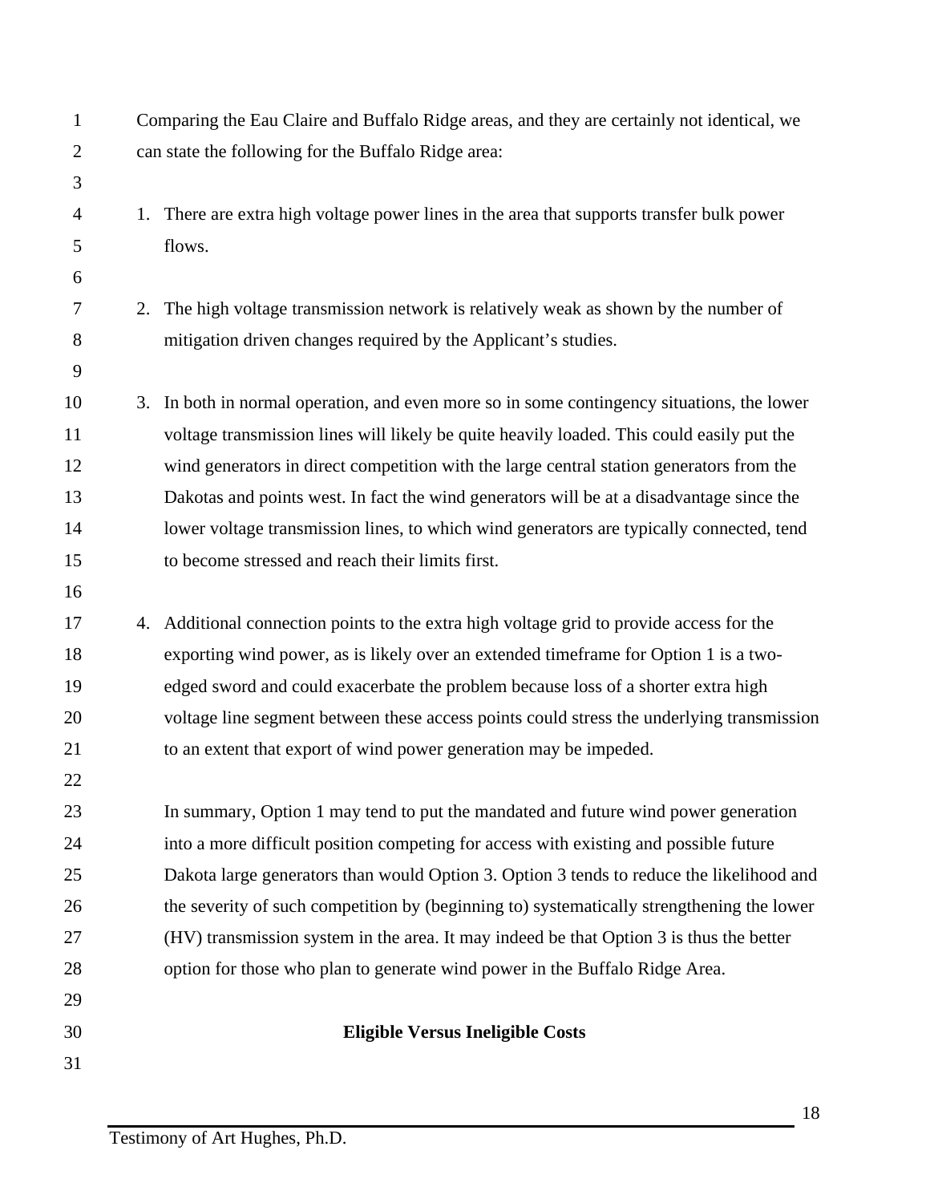Comparing the Eau Claire and Buffalo Ridge areas, and they are certainly not identical, we can state the following for the Buffalo Ridge area:

1. There are extra high voltage power lines in the area that supports transfer bulk power flows.

2. The high voltage transmission network is relatively weak as shown by the number of mitigation driven changes required by the Applicant's studies.

3. In both in normal operation, and even more so in some contingency situations, the lower voltage transmission lines will likely be quite heavily loaded. This could easily put the wind generators in direct competition with the large central station generators from the Dakotas and points west. In fact the wind generators will be at a disadvantage since the lower voltage transmission lines, to which wind generators are typically connected, tend to become stressed and reach their limits first.

4. Additional connection points to the extra high voltage grid to provide access for the exporting wind power, as is likely over an extended timeframe for Option 1 is a two-edged sword and could exacerbate the problem because loss of a shorter extra high voltage line segment between these access points could stress the underlying transmission to an extent that export of wind power generation may be impeded.

In summary, Option 1 may tend to put the mandated and future wind power generation into a more difficult position competing for access with existing and possible future Dakota large generators than would Option 3. Option 3 tends to reduce the likelihood and the severity of such competition by (beginning to) systematically strengthening the lower (HV) transmission system in the area. It may indeed be that Option 3 is thus the better option for those who plan to generate wind power in the Buffalo Ridge Area.

## Eligible Versus Ineligible Costs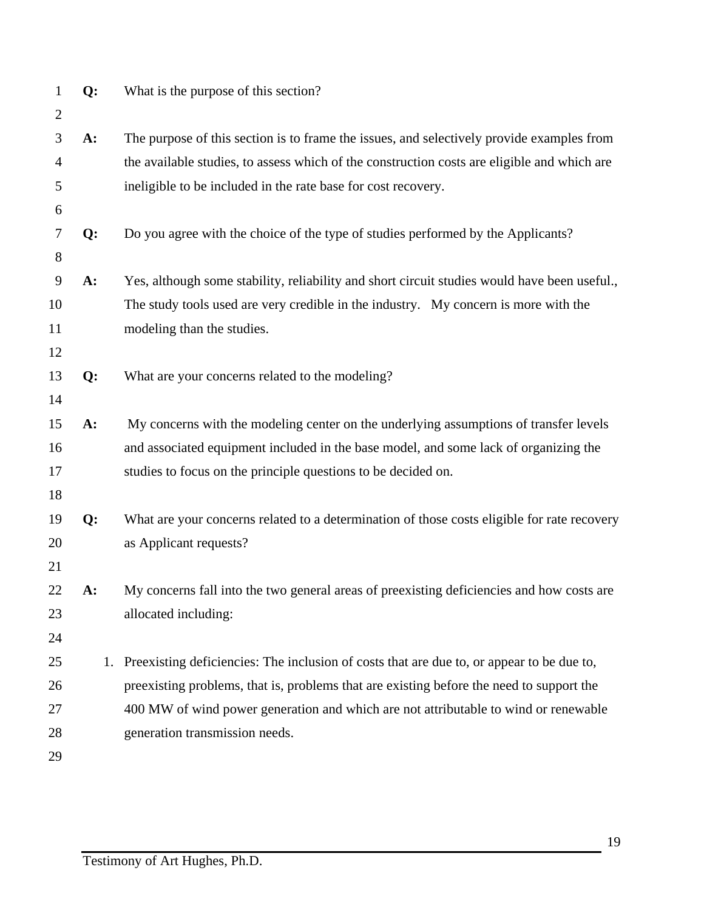**Q:** What is the purpose of this section?

**A:** The purpose of this section is to frame the issues, and selectively provide examples from the available studies, to assess which of the construction costs are eligible and which are ineligible to be included in the rate base for cost recovery.

**Q:** Do you agree with the choice of the type of studies performed by the Applicants?

**A:** Yes, although some stability, reliability and short circuit studies would have been useful., The study tools used are very credible in the industry. My concern is more with the modeling than the studies.

**Q:** What are your concerns related to the modeling?

**A:** My concerns with the modeling center on the underlying assumptions of transfer levels and associated equipment included in the base model, and some lack of organizing the studies to focus on the principle questions to be decided on.

**Q:** What are your concerns related to a determination of those costs eligible for rate recovery as Applicant requests?

**A:** My concerns fall into the two general areas of preexisting deficiencies and how costs are allocated including:

1. Preexisting deficiencies: The inclusion of costs that are due to, or appear to be due to, preexisting problems, that is, problems that are existing before the need to support the 400 MW of wind power generation and which are not attributable to wind or renewable generation transmission needs.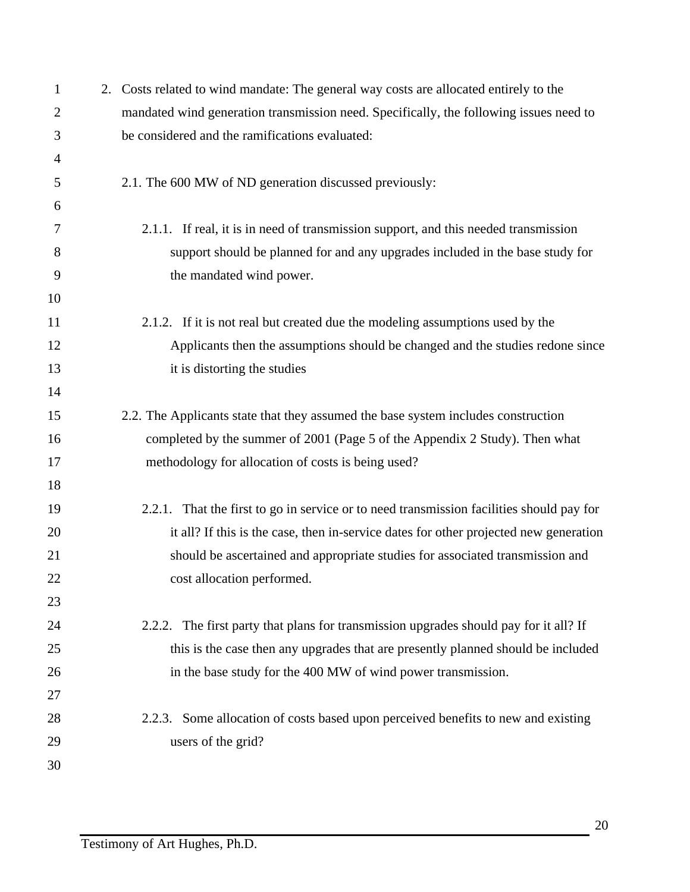2. Costs related to wind mandate: The general way costs are allocated entirely to the mandated wind generation transmission need. Specifically, the following issues need to be considered and the ramifications evaluated:

   2.1. The 600 MW of ND generation discussed previously:

      2.1.1. If real, it is in need of transmission support, and this needed transmission support should be planned for and any upgrades included in the base study for the mandated wind power.

      2.1.2. If it is not real but created due the modeling assumptions used by the Applicants then the assumptions should be changed and the studies redone since it is distorting the studies

   2.2. The Applicants state that they assumed the base system includes construction completed by the summer of 2001 (Page 5 of the Appendix 2 Study). Then what methodology for allocation of costs is being used?

      2.2.1. That the first to go in service or to need transmission facilities should pay for it all? If this is the case, then in-service dates for other projected new generation should be ascertained and appropriate studies for associated transmission and cost allocation performed.

      2.2.2. The first party that plans for transmission upgrades should pay for it all? If this is the case then any upgrades that are presently planned should be included in the base study for the 400 MW of wind power transmission.

      2.2.3. Some allocation of costs based upon perceived benefits to new and existing users of the grid?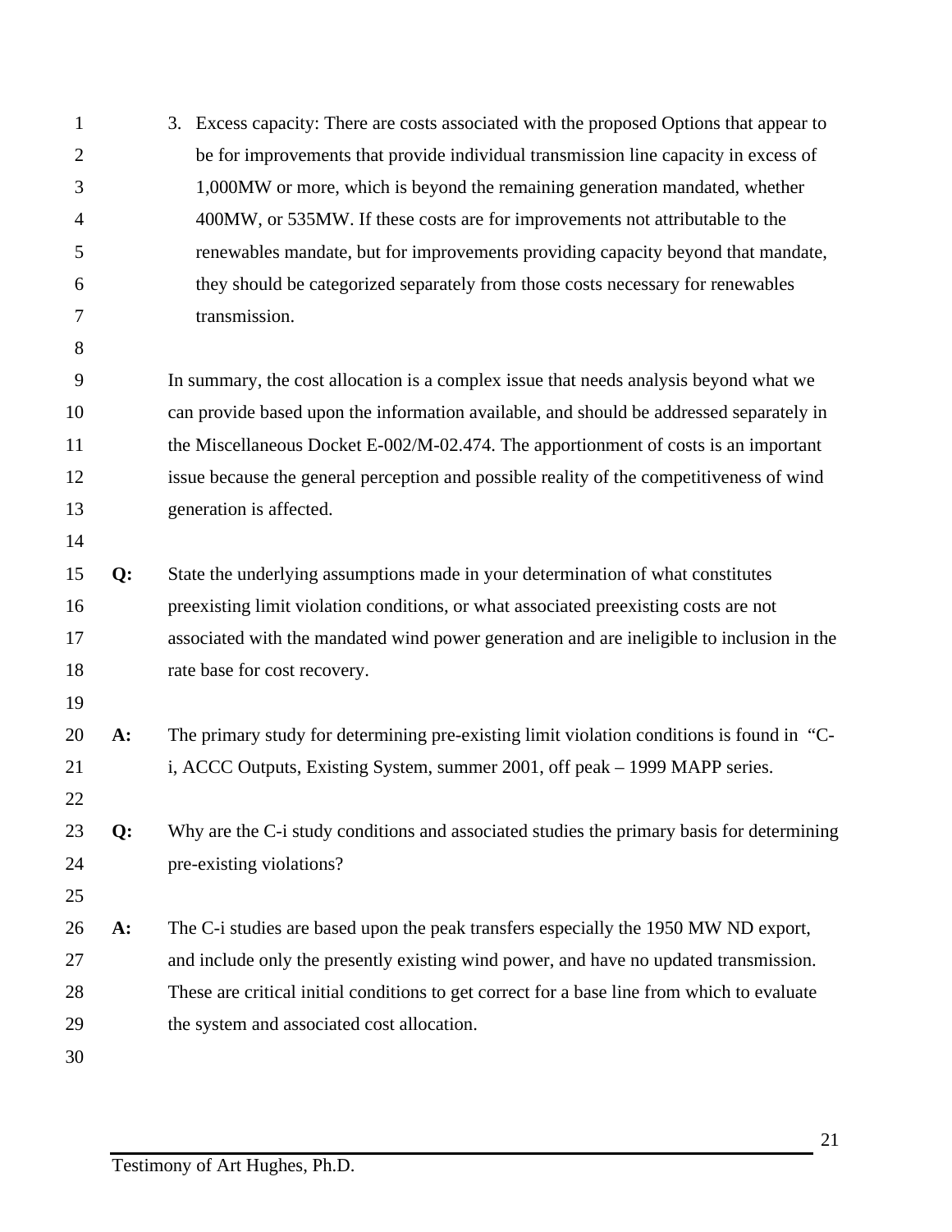3. Excess capacity: There are costs associated with the proposed Options that appear to be for improvements that provide individual transmission line capacity in excess of 1,000MW or more, which is beyond the remaining generation mandated, whether 400MW, or 535MW. If these costs are for improvements not attributable to the renewables mandate, but for improvements providing capacity beyond that mandate, they should be categorized separately from those costs necessary for renewables transmission.

In summary, the cost allocation is a complex issue that needs analysis beyond what we can provide based upon the information available, and should be addressed separately in the Miscellaneous Docket E-002/M-02.474. The apportionment of costs is an important issue because the general perception and possible reality of the competitiveness of wind generation is affected.

**Q:** State the underlying assumptions made in your determination of what constitutes preexisting limit violation conditions, or what associated preexisting costs are not associated with the mandated wind power generation and are ineligible to inclusion in the rate base for cost recovery.

**A:** The primary study for determining pre-existing limit violation conditions is found in "C-i, ACCC Outputs, Existing System, summer 2001, off peak – 1999 MAPP series.

**Q:** Why are the C-i study conditions and associated studies the primary basis for determining pre-existing violations?

**A:** The C-i studies are based upon the peak transfers especially the 1950 MW ND export, and include only the presently existing wind power, and have no updated transmission. These are critical initial conditions to get correct for a base line from which to evaluate the system and associated cost allocation.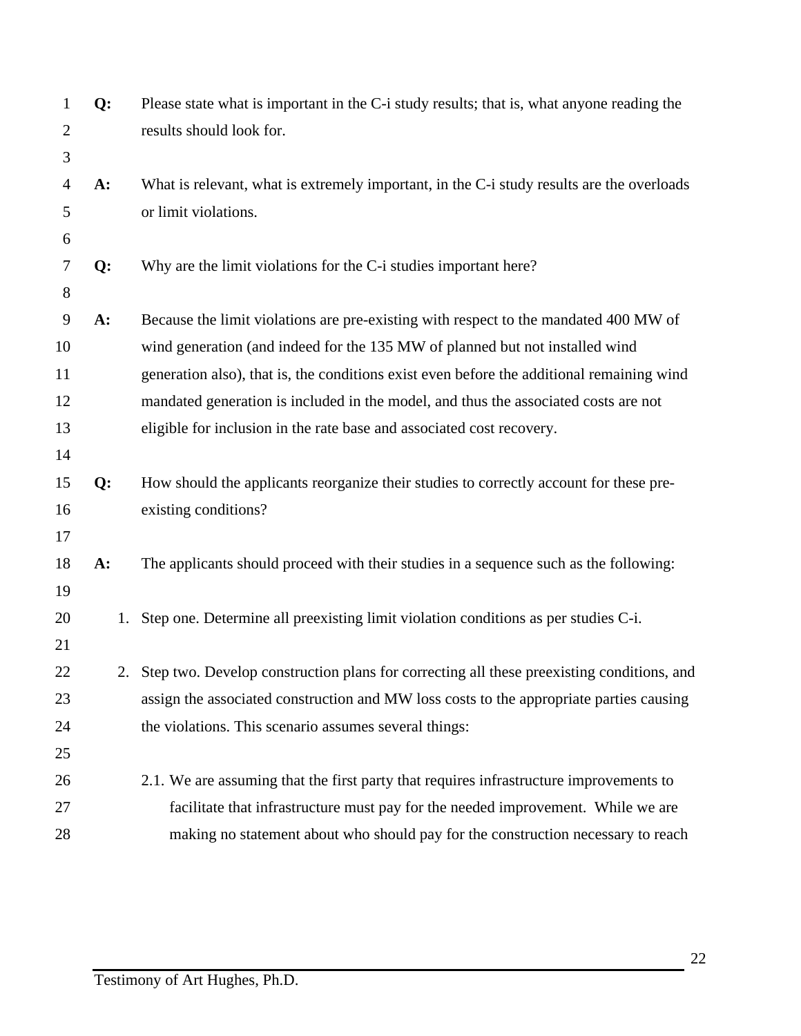**Q:** Please state what is important in the C-i study results; that is, what anyone reading the results should look for.

**A:** What is relevant, what is extremely important, in the C-i study results are the overloads or limit violations.

**Q:** Why are the limit violations for the C-i studies important here?

**A:** Because the limit violations are pre-existing with respect to the mandated 400 MW of wind generation (and indeed for the 135 MW of planned but not installed wind generation also), that is, the conditions exist even before the additional remaining wind mandated generation is included in the model, and thus the associated costs are not eligible for inclusion in the rate base and associated cost recovery.

**Q:** How should the applicants reorganize their studies to correctly account for these pre-existing conditions?

**A:** The applicants should proceed with their studies in a sequence such as the following:

1. Step one. Determine all preexisting limit violation conditions as per studies C-i.

2. Step two. Develop construction plans for correcting all these preexisting conditions, and assign the associated construction and MW loss costs to the appropriate parties causing the violations. This scenario assumes several things:

   2.1. We are assuming that the first party that requires infrastructure improvements to facilitate that infrastructure must pay for the needed improvement. While we are making no statement about who should pay for the construction necessary to reach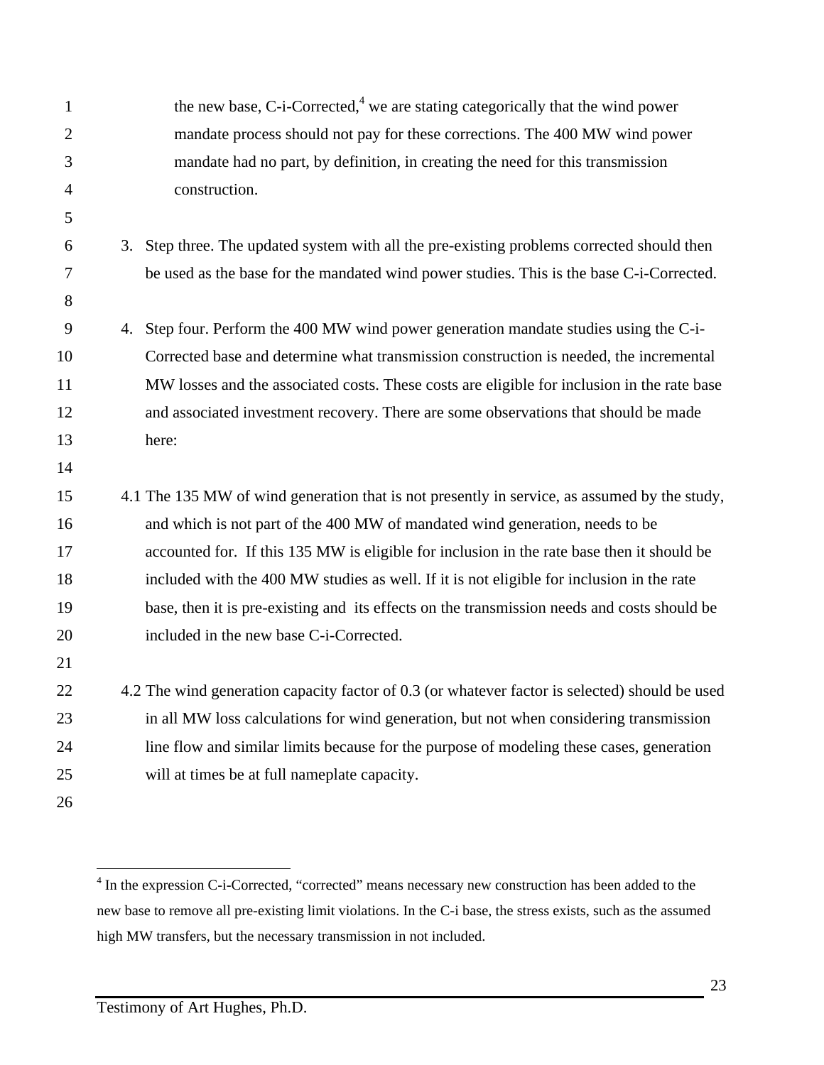the new base, C-i-Corrected,[4] we are stating categorically that the wind power mandate process should not pay for these corrections. The 400 MW wind power mandate had no part, by definition, in creating the need for this transmission construction.

3. Step three. The updated system with all the pre-existing problems corrected should then be used as the base for the mandated wind power studies. This is the base C-i-Corrected.

4. Step four. Perform the 400 MW wind power generation mandate studies using the C-i-Corrected base and determine what transmission construction is needed, the incremental MW losses and the associated costs. These costs are eligible for inclusion in the rate base and associated investment recovery. There are some observations that should be made here:

4.1 The 135 MW of wind generation that is not presently in service, as assumed by the study, and which is not part of the 400 MW of mandated wind generation, needs to be accounted for. If this 135 MW is eligible for inclusion in the rate base then it should be included with the 400 MW studies as well. If it is not eligible for inclusion in the rate base, then it is pre-existing and its effects on the transmission needs and costs should be included in the new base C-i-Corrected.

4.2 The wind generation capacity factor of 0.3 (or whatever factor is selected) should be used in all MW loss calculations for wind generation, but not when considering transmission line flow and similar limits because for the purpose of modeling these cases, generation will at times be at full nameplate capacity.

---

[4] In the expression C-i-Corrected, "corrected" means necessary new construction has been added to the new base to remove all pre-existing limit violations. In the C-i base, the stress exists, such as the assumed high MW transfers, but the necessary transmission in not included.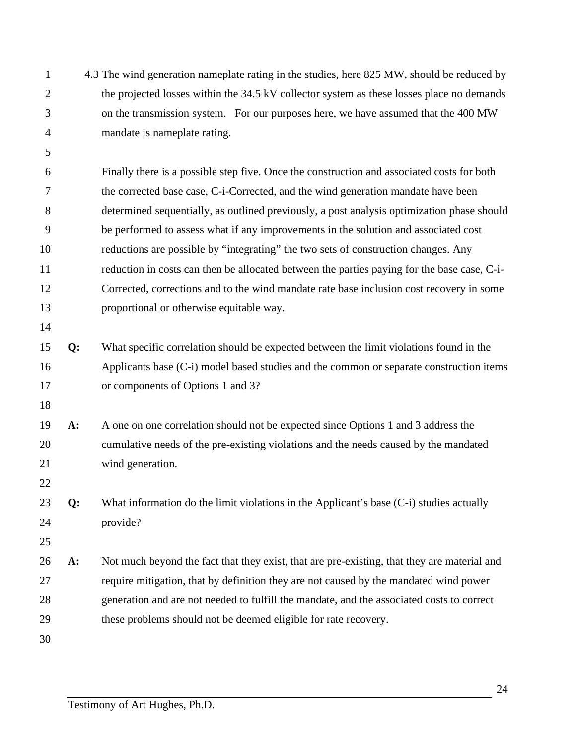4.3 The wind generation nameplate rating in the studies, here 825 MW, should be reduced by the projected losses within the 34.5 kV collector system as these losses place no demands on the transmission system. For our purposes here, we have assumed that the 400 MW mandate is nameplate rating.

Finally there is a possible step five. Once the construction and associated costs for both the corrected base case, C-i-Corrected, and the wind generation mandate have been determined sequentially, as outlined previously, a post analysis optimization phase should be performed to assess what if any improvements in the solution and associated cost reductions are possible by "integrating" the two sets of construction changes. Any reduction in costs can then be allocated between the parties paying for the base case, C-i-Corrected, corrections and to the wind mandate rate base inclusion cost recovery in some proportional or otherwise equitable way.

**Q:** What specific correlation should be expected between the limit violations found in the Applicants base (C-i) model based studies and the common or separate construction items or components of Options 1 and 3?

**A:** A one on one correlation should not be expected since Options 1 and 3 address the cumulative needs of the pre-existing violations and the needs caused by the mandated wind generation.

**Q:** What information do the limit violations in the Applicant's base (C-i) studies actually provide?

**A:** Not much beyond the fact that they exist, that are pre-existing, that they are material and require mitigation, that by definition they are not caused by the mandated wind power generation and are not needed to fulfill the mandate, and the associated costs to correct these problems should not be deemed eligible for rate recovery.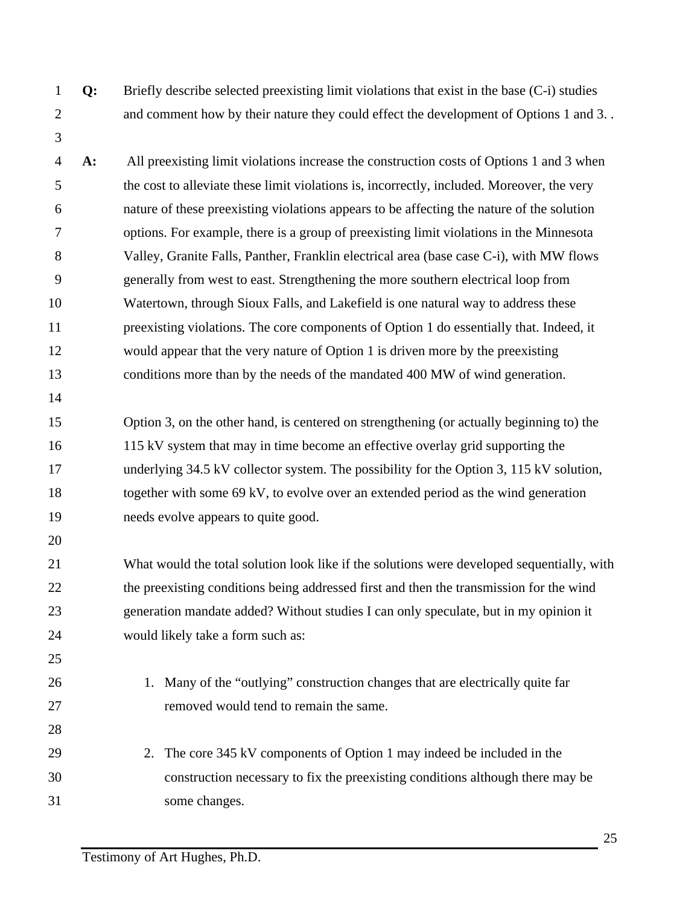**Q:** Briefly describe selected preexisting limit violations that exist in the base (C-i) studies and comment how by their nature they could effect the development of Options 1 and 3. .

**A:** All preexisting limit violations increase the construction costs of Options 1 and 3 when the cost to alleviate these limit violations is, incorrectly, included. Moreover, the very nature of these preexisting violations appears to be affecting the nature of the solution options. For example, there is a group of preexisting limit violations in the Minnesota Valley, Granite Falls, Panther, Franklin electrical area (base case C-i), with MW flows generally from west to east. Strengthening the more southern electrical loop from Watertown, through Sioux Falls, and Lakefield is one natural way to address these preexisting violations. The core components of Option 1 do essentially that. Indeed, it would appear that the very nature of Option 1 is driven more by the preexisting conditions more than by the needs of the mandated 400 MW of wind generation.

Option 3, on the other hand, is centered on strengthening (or actually beginning to) the 115 kV system that may in time become an effective overlay grid supporting the underlying 34.5 kV collector system. The possibility for the Option 3, 115 kV solution, together with some 69 kV, to evolve over an extended period as the wind generation needs evolve appears to quite good.

What would the total solution look like if the solutions were developed sequentially, with the preexisting conditions being addressed first and then the transmission for the wind generation mandate added? Without studies I can only speculate, but in my opinion it would likely take a form such as:

1. Many of the "outlying" construction changes that are electrically quite far removed would tend to remain the same.

2. The core 345 kV components of Option 1 may indeed be included in the construction necessary to fix the preexisting conditions although there may be some changes.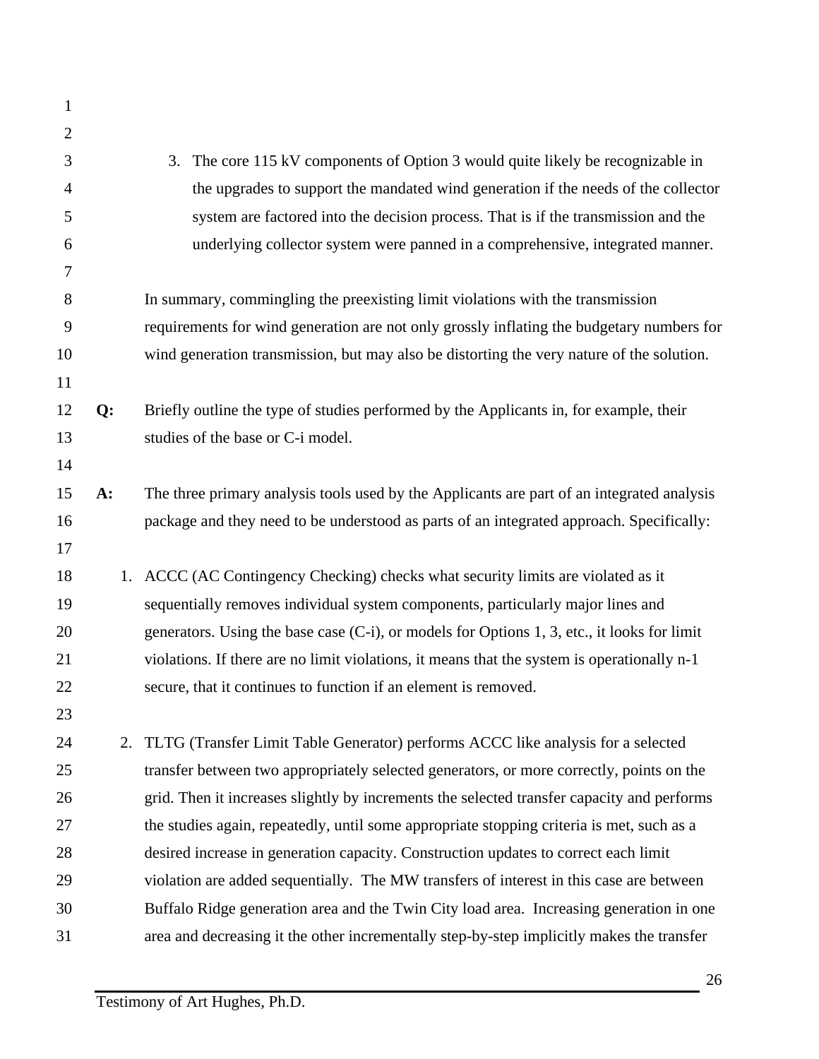3. The core 115 kV components of Option 3 would quite likely be recognizable in the upgrades to support the mandated wind generation if the needs of the collector system are factored into the decision process. That is if the transmission and the underlying collector system were panned in a comprehensive, integrated manner.

In summary, commingling the preexisting limit violations with the transmission requirements for wind generation are not only grossly inflating the budgetary numbers for wind generation transmission, but may also be distorting the very nature of the solution.

**Q:** Briefly outline the type of studies performed by the Applicants in, for example, their studies of the base or C-i model.

**A:** The three primary analysis tools used by the Applicants are part of an integrated analysis package and they need to be understood as parts of an integrated approach. Specifically:

1. ACCC (AC Contingency Checking) checks what security limits are violated as it sequentially removes individual system components, particularly major lines and generators. Using the base case (C-i), or models for Options 1, 3, etc., it looks for limit violations. If there are no limit violations, it means that the system is operationally n-1 secure, that it continues to function if an element is removed.

2. TLTG (Transfer Limit Table Generator) performs ACCC like analysis for a selected transfer between two appropriately selected generators, or more correctly, points on the grid. Then it increases slightly by increments the selected transfer capacity and performs the studies again, repeatedly, until some appropriate stopping criteria is met, such as a desired increase in generation capacity. Construction updates to correct each limit violation are added sequentially. The MW transfers of interest in this case are between Buffalo Ridge generation area and the Twin City load area. Increasing generation in one area and decreasing it the other incrementally step-by-step implicitly makes the transfer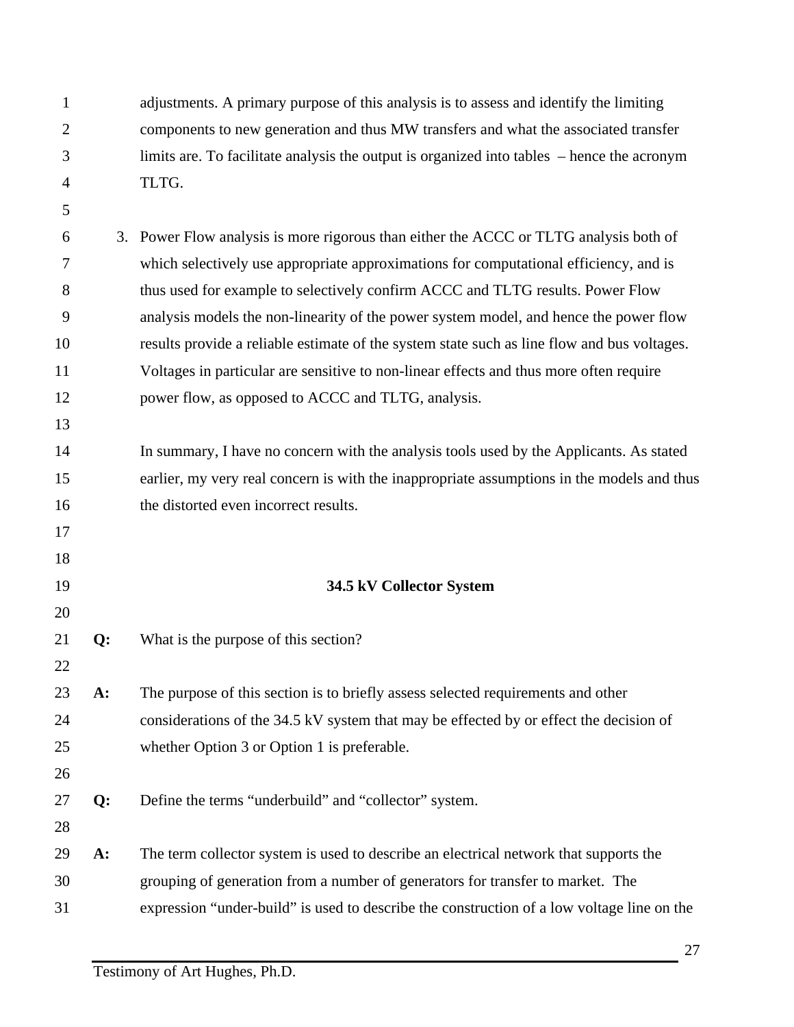adjustments. A primary purpose of this analysis is to assess and identify the limiting components to new generation and thus MW transfers and what the associated transfer limits are. To facilitate analysis the output is organized into tables – hence the acronym TLTG.

3. Power Flow analysis is more rigorous than either the ACCC or TLTG analysis both of which selectively use appropriate approximations for computational efficiency, and is thus used for example to selectively confirm ACCC and TLTG results. Power Flow analysis models the non-linearity of the power system model, and hence the power flow results provide a reliable estimate of the system state such as line flow and bus voltages. Voltages in particular are sensitive to non-linear effects and thus more often require power flow, as opposed to ACCC and TLTG, analysis.

In summary, I have no concern with the analysis tools used by the Applicants. As stated earlier, my very real concern is with the inappropriate assumptions in the models and thus the distorted even incorrect results.

## 34.5 kV Collector System

**Q:** What is the purpose of this section?

**A:** The purpose of this section is to briefly assess selected requirements and other considerations of the 34.5 kV system that may be effected by or effect the decision of whether Option 3 or Option 1 is preferable.

**Q:** Define the terms "underbuild" and "collector" system.

**A:** The term collector system is used to describe an electrical network that supports the grouping of generation from a number of generators for transfer to market. The expression "under-build" is used to describe the construction of a low voltage line on the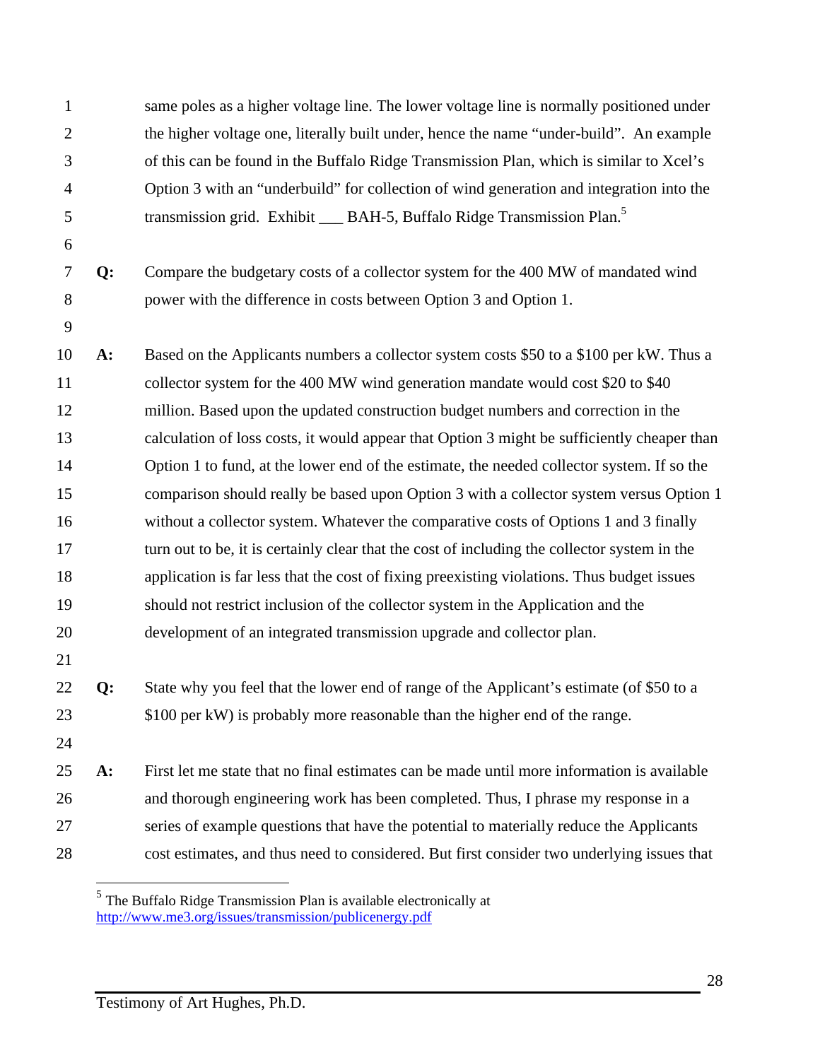same poles as a higher voltage line. The lower voltage line is normally positioned under the higher voltage one, literally built under, hence the name "under-build". An example of this can be found in the Buffalo Ridge Transmission Plan, which is similar to Xcel's Option 3 with an "underbuild" for collection of wind generation and integration into the transmission grid. Exhibit ___ BAH-5, Buffalo Ridge Transmission Plan.[5]

**Q:** Compare the budgetary costs of a collector system for the 400 MW of mandated wind power with the difference in costs between Option 3 and Option 1.

**A:** Based on the Applicants numbers a collector system costs $50 to a $100 per kW. Thus a collector system for the 400 MW wind generation mandate would cost $20 to $40 million. Based upon the updated construction budget numbers and correction in the calculation of loss costs, it would appear that Option 3 might be sufficiently cheaper than Option 1 to fund, at the lower end of the estimate, the needed collector system. If so the comparison should really be based upon Option 3 with a collector system versus Option 1 without a collector system. Whatever the comparative costs of Options 1 and 3 finally turn out to be, it is certainly clear that the cost of including the collector system in the application is far less that the cost of fixing preexisting violations. Thus budget issues should not restrict inclusion of the collector system in the Application and the development of an integrated transmission upgrade and collector plan.

**Q:** State why you feel that the lower end of range of the Applicant's estimate (of $50 to a $100 per kW) is probably more reasonable than the higher end of the range.

**A:** First let me state that no final estimates can be made until more information is available and thorough engineering work has been completed. Thus, I phrase my response in a series of example questions that have the potential to materially reduce the Applicants cost estimates, and thus need to considered. But first consider two underlying issues that

---

[5] The Buffalo Ridge Transmission Plan is available electronically at http://www.me3.org/issues/transmission/publicenergy.pdf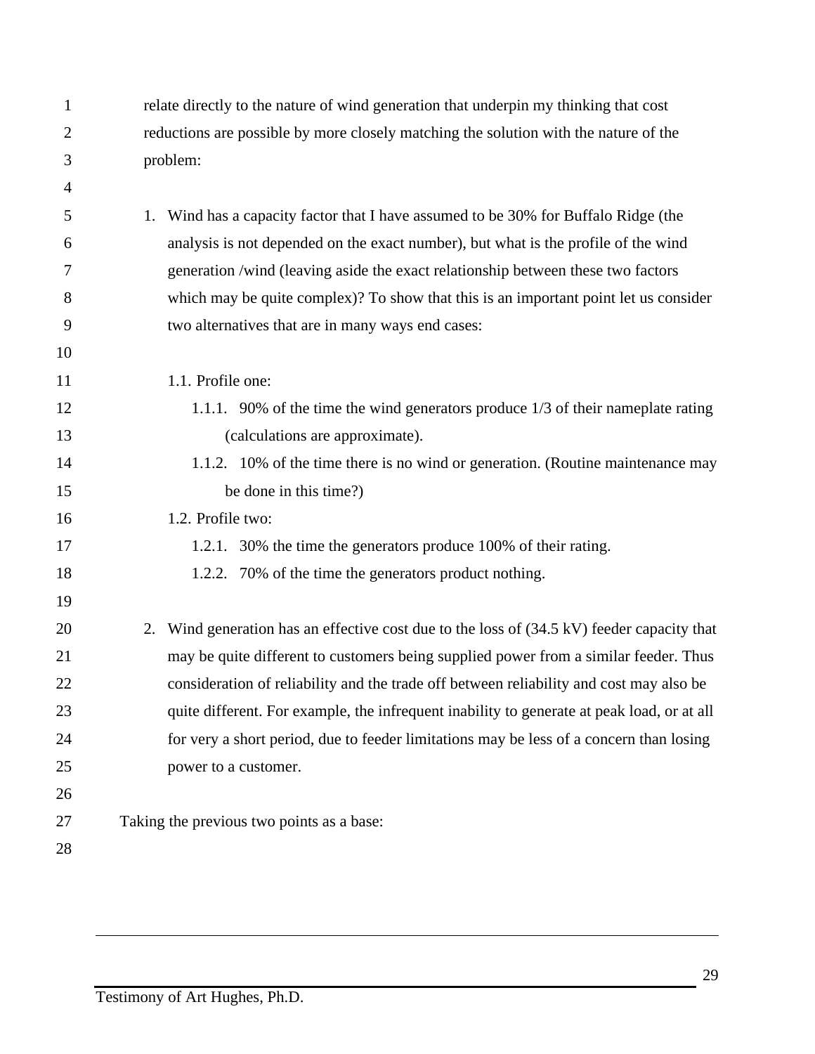relate directly to the nature of wind generation that underpin my thinking that cost reductions are possible by more closely matching the solution with the nature of the problem:

1. Wind has a capacity factor that I have assumed to be 30% for Buffalo Ridge (the analysis is not depended on the exact number), but what is the profile of the wind generation /wind (leaving aside the exact relationship between these two factors which may be quite complex)? To show that this is an important point let us consider two alternatives that are in many ways end cases:

    1.1. Profile one:
        1.1.1. 90% of the time the wind generators produce 1/3 of their nameplate rating (calculations are approximate).
        1.1.2. 10% of the time there is no wind or generation. (Routine maintenance may be done in this time?)
    1.2. Profile two:
        1.2.1. 30% the time the generators produce 100% of their rating.
        1.2.2. 70% of the time the generators product nothing.

2. Wind generation has an effective cost due to the loss of (34.5 kV) feeder capacity that may be quite different to customers being supplied power from a similar feeder. Thus consideration of reliability and the trade off between reliability and cost may also be quite different. For example, the infrequent inability to generate at peak load, or at all for very a short period, due to feeder limitations may be less of a concern than losing power to a customer.

Taking the previous two points as a base: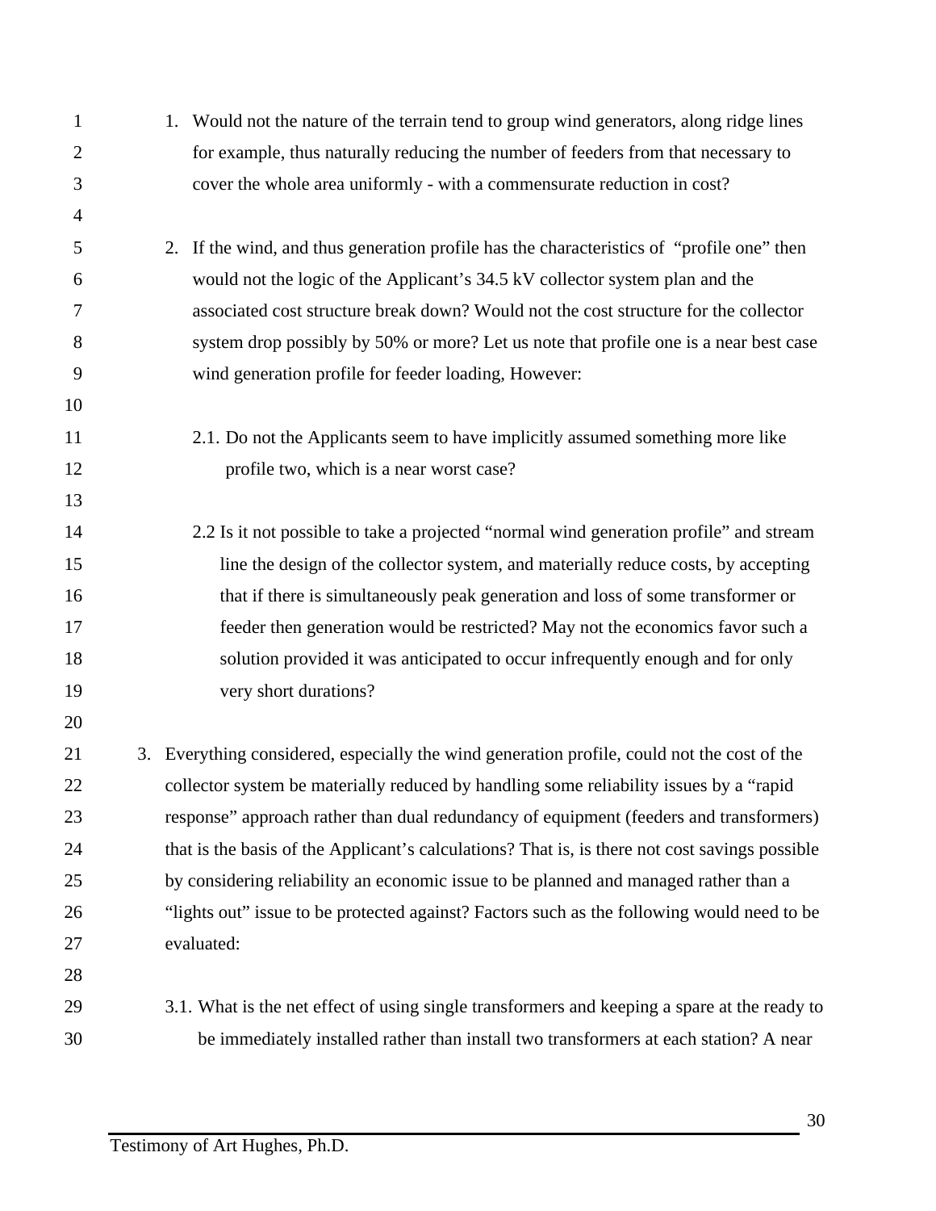1. Would not the nature of the terrain tend to group wind generators, along ridge lines for example, thus naturally reducing the number of feeders from that necessary to cover the whole area uniformly - with a commensurate reduction in cost?

2. If the wind, and thus generation profile has the characteristics of "profile one" then would not the logic of the Applicant's 34.5 kV collector system plan and the associated cost structure break down? Would not the cost structure for the collector system drop possibly by 50% or more? Let us note that profile one is a near best case wind generation profile for feeder loading, However:

   2.1. Do not the Applicants seem to have implicitly assumed something more like profile two, which is a near worst case?

   2.2 Is it not possible to take a projected "normal wind generation profile" and stream line the design of the collector system, and materially reduce costs, by accepting that if there is simultaneously peak generation and loss of some transformer or feeder then generation would be restricted? May not the economics favor such a solution provided it was anticipated to occur infrequently enough and for only very short durations?

3. Everything considered, especially the wind generation profile, could not the cost of the collector system be materially reduced by handling some reliability issues by a "rapid response" approach rather than dual redundancy of equipment (feeders and transformers) that is the basis of the Applicant's calculations? That is, is there not cost savings possible by considering reliability an economic issue to be planned and managed rather than a "lights out" issue to be protected against? Factors such as the following would need to be evaluated:

   3.1. What is the net effect of using single transformers and keeping a spare at the ready to be immediately installed rather than install two transformers at each station? A near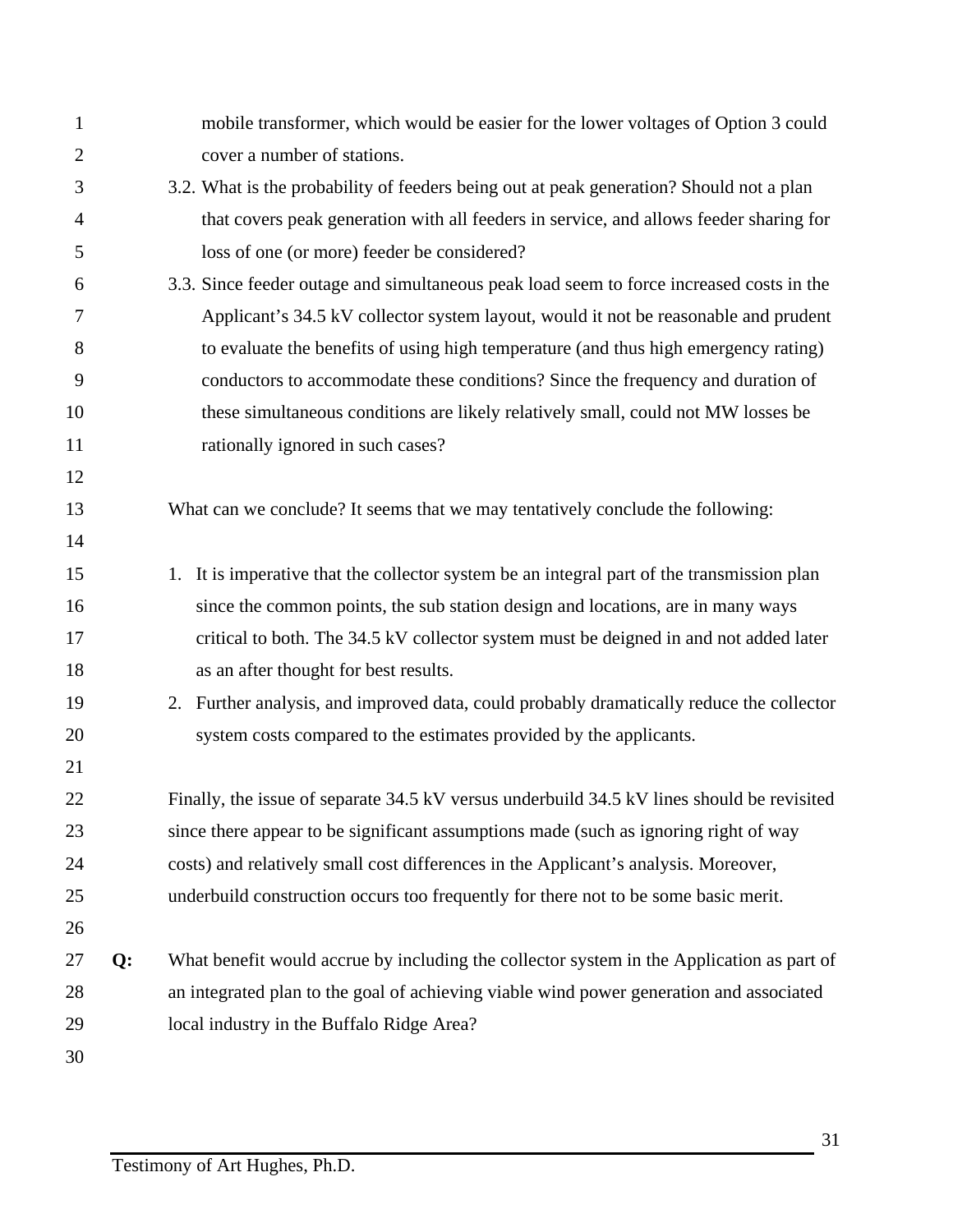mobile transformer, which would be easier for the lower voltages of Option 3 could cover a number of stations.

3.2. What is the probability of feeders being out at peak generation? Should not a plan that covers peak generation with all feeders in service, and allows feeder sharing for loss of one (or more) feeder be considered?

3.3. Since feeder outage and simultaneous peak load seem to force increased costs in the Applicant's 34.5 kV collector system layout, would it not be reasonable and prudent to evaluate the benefits of using high temperature (and thus high emergency rating) conductors to accommodate these conditions? Since the frequency and duration of these simultaneous conditions are likely relatively small, could not MW losses be rationally ignored in such cases?

What can we conclude? It seems that we may tentatively conclude the following:

1. It is imperative that the collector system be an integral part of the transmission plan since the common points, the sub station design and locations, are in many ways critical to both. The 34.5 kV collector system must be deigned in and not added later as an after thought for best results.
2. Further analysis, and improved data, could probably dramatically reduce the collector system costs compared to the estimates provided by the applicants.

Finally, the issue of separate 34.5 kV versus underbuild 34.5 kV lines should be revisited since there appear to be significant assumptions made (such as ignoring right of way costs) and relatively small cost differences in the Applicant's analysis. Moreover, underbuild construction occurs too frequently for there not to be some basic merit.

**Q:** What benefit would accrue by including the collector system in the Application as part of an integrated plan to the goal of achieving viable wind power generation and associated local industry in the Buffalo Ridge Area?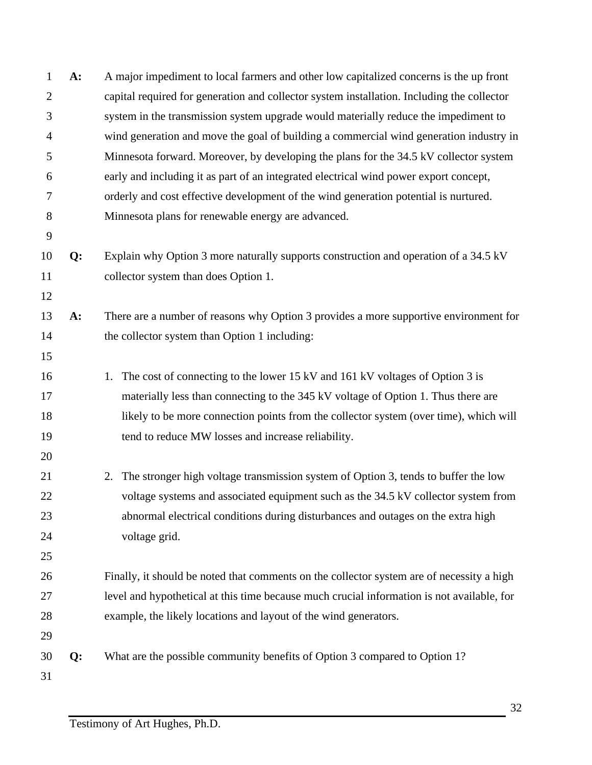**A:** A major impediment to local farmers and other low capitalized concerns is the up front capital required for generation and collector system installation. Including the collector system in the transmission system upgrade would materially reduce the impediment to wind generation and move the goal of building a commercial wind generation industry in Minnesota forward. Moreover, by developing the plans for the 34.5 kV collector system early and including it as part of an integrated electrical wind power export concept, orderly and cost effective development of the wind generation potential is nurtured. Minnesota plans for renewable energy are advanced.

**Q:** Explain why Option 3 more naturally supports construction and operation of a 34.5 kV collector system than does Option 1.

**A:** There are a number of reasons why Option 3 provides a more supportive environment for the collector system than Option 1 including:

1. The cost of connecting to the lower 15 kV and 161 kV voltages of Option 3 is materially less than connecting to the 345 kV voltage of Option 1. Thus there are likely to be more connection points from the collector system (over time), which will tend to reduce MW losses and increase reliability.

2. The stronger high voltage transmission system of Option 3, tends to buffer the low voltage systems and associated equipment such as the 34.5 kV collector system from abnormal electrical conditions during disturbances and outages on the extra high voltage grid.

Finally, it should be noted that comments on the collector system are of necessity a high level and hypothetical at this time because much crucial information is not available, for example, the likely locations and layout of the wind generators.

**Q:** What are the possible community benefits of Option 3 compared to Option 1?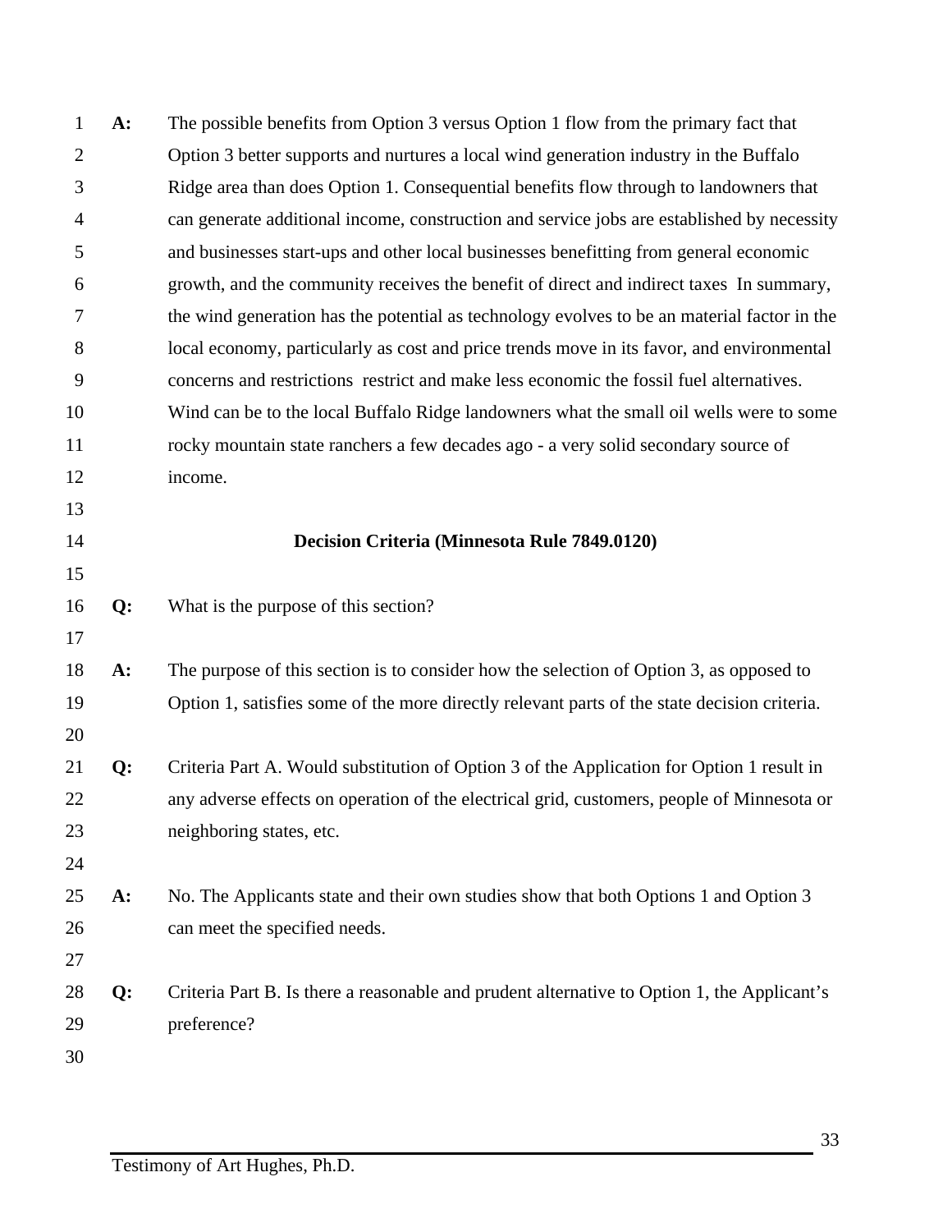**A:** The possible benefits from Option 3 versus Option 1 flow from the primary fact that Option 3 better supports and nurtures a local wind generation industry in the Buffalo Ridge area than does Option 1. Consequential benefits flow through to landowners that can generate additional income, construction and service jobs are established by necessity and businesses start-ups and other local businesses benefitting from general economic growth, and the community receives the benefit of direct and indirect taxes In summary, the wind generation has the potential as technology evolves to be an material factor in the local economy, particularly as cost and price trends move in its favor, and environmental concerns and restrictions restrict and make less economic the fossil fuel alternatives. Wind can be to the local Buffalo Ridge landowners what the small oil wells were to some rocky mountain state ranchers a few decades ago - a very solid secondary source of income.

## Decision Criteria (Minnesota Rule 7849.0120)

**Q:** What is the purpose of this section?

**A:** The purpose of this section is to consider how the selection of Option 3, as opposed to Option 1, satisfies some of the more directly relevant parts of the state decision criteria.

**Q:** Criteria Part A. Would substitution of Option 3 of the Application for Option 1 result in any adverse effects on operation of the electrical grid, customers, people of Minnesota or neighboring states, etc.

**A:** No. The Applicants state and their own studies show that both Options 1 and Option 3 can meet the specified needs.

**Q:** Criteria Part B. Is there a reasonable and prudent alternative to Option 1, the Applicant's preference?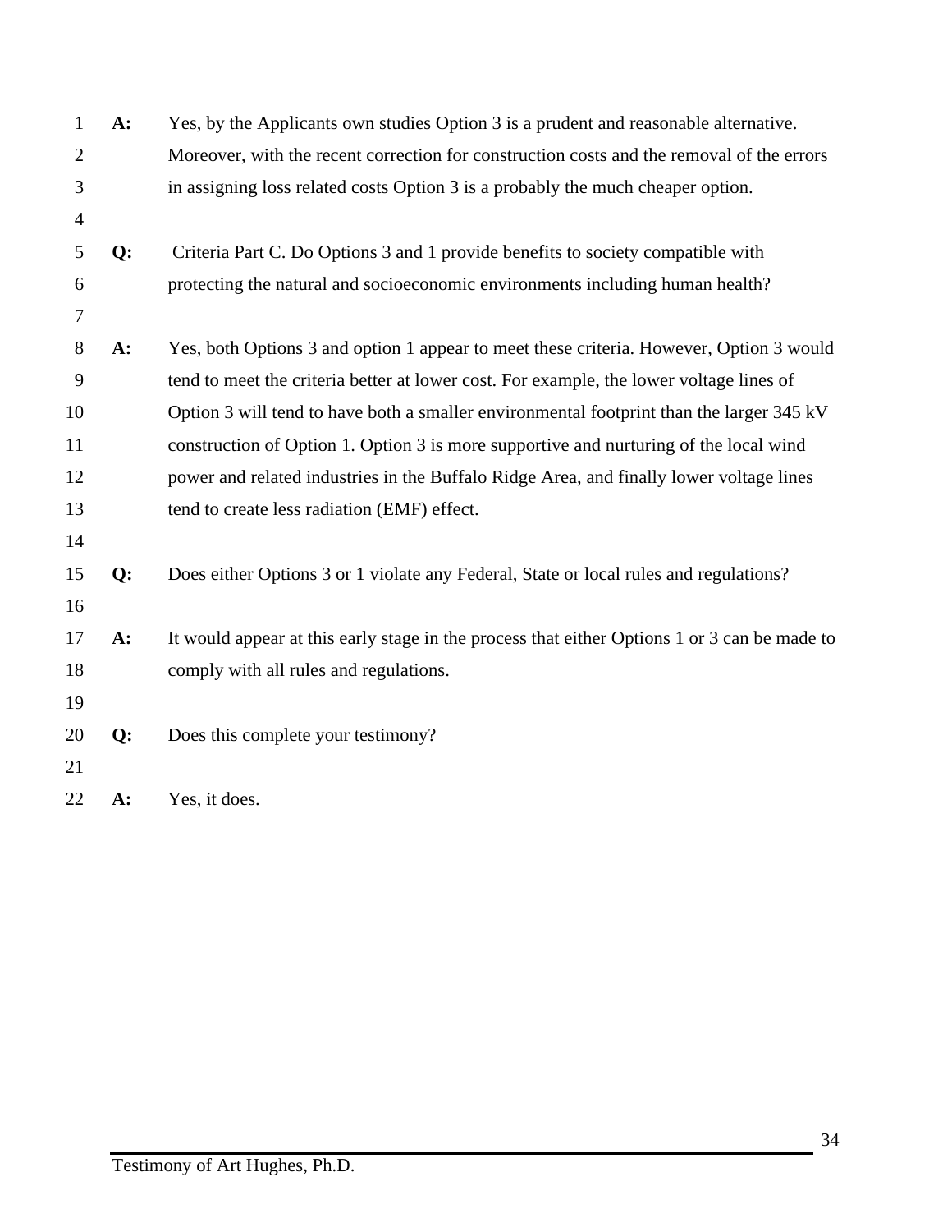**A:** Yes, by the Applicants own studies Option 3 is a prudent and reasonable alternative. Moreover, with the recent correction for construction costs and the removal of the errors in assigning loss related costs Option 3 is a probably the much cheaper option.

**Q:** Criteria Part C. Do Options 3 and 1 provide benefits to society compatible with protecting the natural and socioeconomic environments including human health?

**A:** Yes, both Options 3 and option 1 appear to meet these criteria. However, Option 3 would tend to meet the criteria better at lower cost. For example, the lower voltage lines of Option 3 will tend to have both a smaller environmental footprint than the larger 345 kV construction of Option 1. Option 3 is more supportive and nurturing of the local wind power and related industries in the Buffalo Ridge Area, and finally lower voltage lines tend to create less radiation (EMF) effect.

**Q:** Does either Options 3 or 1 violate any Federal, State or local rules and regulations?

**A:** It would appear at this early stage in the process that either Options 1 or 3 can be made to comply with all rules and regulations.

**Q:** Does this complete your testimony?

**A:** Yes, it does.